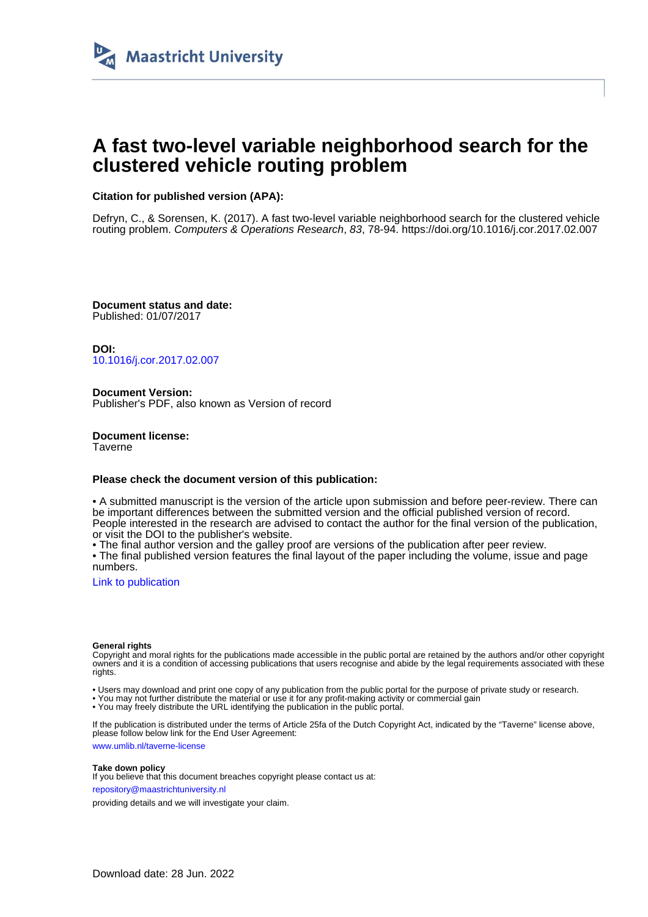Maastricht University

# A fast two-level variable neighborhood search for the clustered vehicle routing problem

**Citation for published version (APA):**

Defryn, C., & Sorensen, K. (2017). A fast two-level variable neighborhood search for the clustered vehicle routing problem. *Computers & Operations Research*, *83*, 78-94. https://doi.org/10.1016/j.cor.2017.02.007

**Document status and date:**
Published: 01/07/2017

**DOI:**
10.1016/j.cor.2017.02.007

**Document Version:**
Publisher's PDF, also known as Version of record

**Document license:**
Taverne

**Please check the document version of this publication:**

• A submitted manuscript is the version of the article upon submission and before peer-review. There can be important differences between the submitted version and the official published version of record. People interested in the research are advised to contact the author for the final version of the publication, or visit the DOI to the publisher's website.
• The final author version and the galley proof are versions of the publication after peer review.
• The final published version features the final layout of the paper including the volume, issue and page numbers.

Link to publication

**General rights**
Copyright and moral rights for the publications made accessible in the public portal are retained by the authors and/or other copyright owners and it is a condition of accessing publications that users recognise and abide by the legal requirements associated with these rights.

• Users may download and print one copy of any publication from the public portal for the purpose of private study or research.
• You may not further distribute the material or use it for any profit-making activity or commercial gain
• You may freely distribute the URL identifying the publication in the public portal.

If the publication is distributed under the terms of Article 25fa of the Dutch Copyright Act, indicated by the "Taverne" license above, please follow below link for the End User Agreement:

www.umlib.nl/taverne-license

**Take down policy**
If you believe that this document breaches copyright please contact us at:

repository@maastrichtuniversity.nl

providing details and we will investigate your claim.

Download date: 28 Jun. 2022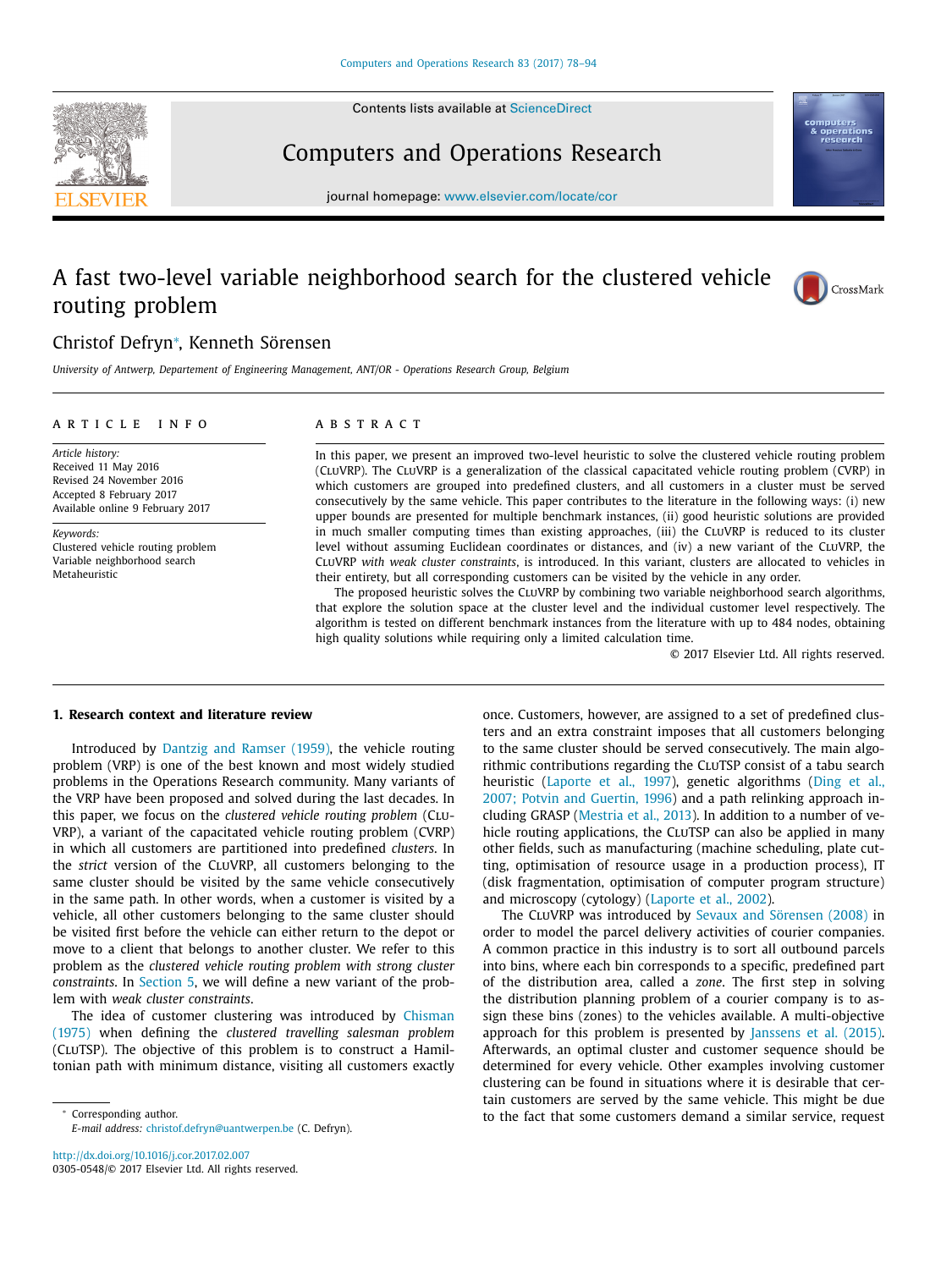# A fast two-level variable neighborhood search for the clustered vehicle routing problem

Christof Defryn*, Kenneth Sörensen

*University of Antwerp, Departement of Engineering Management, ANT/OR - Operations Research Group, Belgium*

## ARTICLE INFO

*Article history:*
Received 11 May 2016
Revised 24 November 2016
Accepted 8 February 2017
Available online 9 February 2017

*Keywords:*
Clustered vehicle routing problem
Variable neighborhood search
Metaheuristic

## ABSTRACT

In this paper, we present an improved two-level heuristic to solve the clustered vehicle routing problem (CluVRP). The CluVRP is a generalization of the classical capacitated vehicle routing problem (CVRP) in which customers are grouped into predefined clusters, and all customers in a cluster must be served consecutively by the same vehicle. This paper contributes to the literature in the following ways: (i) new upper bounds are presented for multiple benchmark instances, (ii) good heuristic solutions are provided in much smaller computing times than existing approaches, (iii) the CluVRP is reduced to its cluster level without assuming Euclidean coordinates or distances, and (iv) a new variant of the CluVRP, the CluVRP *with weak cluster constraints*, is introduced. In this variant, clusters are allocated to vehicles in their entirety, but all corresponding customers can be visited by the vehicle in any order.

The proposed heuristic solves the CluVRP by combining two variable neighborhood search algorithms, that explore the solution space at the cluster level and the individual customer level respectively. The algorithm is tested on different benchmark instances from the literature with up to 484 nodes, obtaining high quality solutions while requiring only a limited calculation time.

© 2017 Elsevier Ltd. All rights reserved.

## 1. Research context and literature review

Introduced by Dantzig and Ramser (1959), the vehicle routing problem (VRP) is one of the best known and most widely studied problems in the Operations Research community. Many variants of the VRP have been proposed and solved during the last decades. In this paper, we focus on the *clustered vehicle routing problem* (CluVRP), a variant of the capacitated vehicle routing problem (CVRP) in which all customers are partitioned into predefined *clusters*. In the *strict* version of the CluVRP, all customers belonging to the same cluster should be visited by the same vehicle consecutively in the same path. In other words, when a customer is visited by a vehicle, all other customers belonging to the same cluster should be visited first before the vehicle can either return to the depot or move to a client that belongs to another cluster. We refer to this problem as the *clustered vehicle routing problem with strong cluster constraints*. In Section 5, we will define a new variant of the problem with *weak cluster constraints*.

The idea of customer clustering was introduced by Chisman (1975) when defining the *clustered travelling salesman problem* (CluTSP). The objective of this problem is to construct a Hamiltonian path with minimum distance, visiting all customers exactly once. Customers, however, are assigned to a set of predefined clusters and an extra constraint imposes that all customers belonging to the same cluster should be served consecutively. The main algorithmic contributions regarding the CluTSP consist of a tabu search heuristic (Laporte et al., 1997), genetic algorithms (Ding et al., 2007; Potvin and Guertin, 1996) and a path relinking approach including GRASP (Mestria et al., 2013). In addition to a number of vehicle routing applications, the CluTSP can also be applied in many other fields, such as manufacturing (machine scheduling, plate cutting, optimisation of resource usage in a production process), IT (disk fragmentation, optimisation of computer program structure) and microscopy (cytology) (Laporte et al., 2002).

The CluVRP was introduced by Sevaux and Sörensen (2008) in order to model the parcel delivery activities of courier companies. A common practice in this industry is to sort all outbound parcels into bins, where each bin corresponds to a specific, predefined part of the distribution area, called a *zone*. The first step in solving the distribution planning problem of a courier company is to assign these bins (zones) to the vehicles available. A multi-objective approach for this problem is presented by Janssens et al. (2015). Afterwards, an optimal cluster and customer sequence should be determined for every vehicle. Other examples involving customer clustering can be found in situations where it is desirable that certain customers are served by the same vehicle. This might be due to the fact that some customers demand a similar service, request

\* Corresponding author.
*E-mail address:* christof.defryn@uantwerpen.be (C. Defryn).

http://dx.doi.org/10.1016/j.cor.2017.02.007
0305-0548/© 2017 Elsevier Ltd. All rights reserved.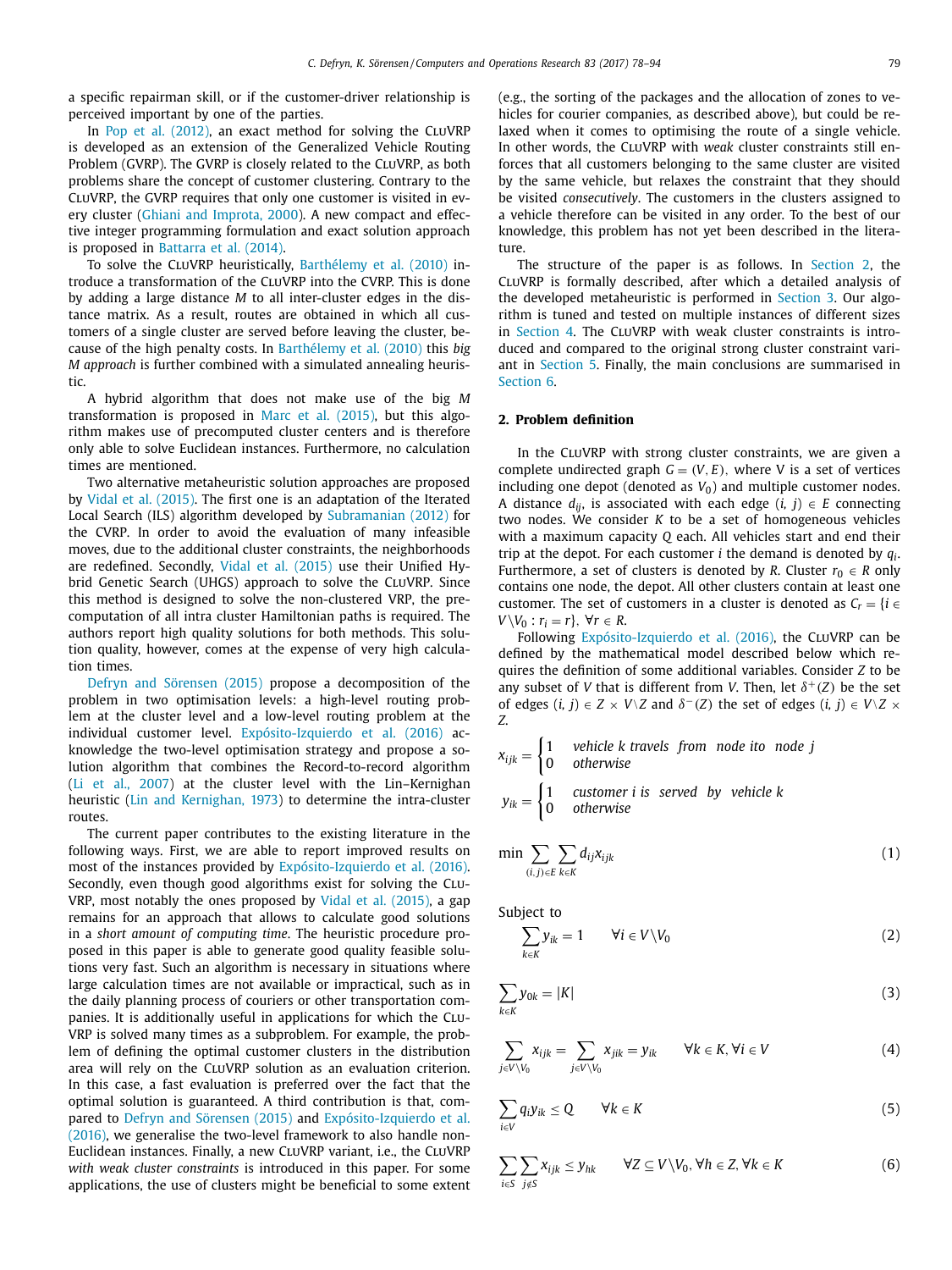a specific repairman skill, or if the customer-driver relationship is perceived important by one of the parties.

In Pop et al. (2012), an exact method for solving the CluVRP is developed as an extension of the Generalized Vehicle Routing Problem (GVRP). The GVRP is closely related to the CluVRP, as both problems share the concept of customer clustering. Contrary to the CluVRP, the GVRP requires that only one customer is visited in every cluster (Ghiani and Improta, 2000). A new compact and effective integer programming formulation and exact solution approach is proposed in Battarra et al. (2014).

To solve the CluVRP heuristically, Barthélemy et al. (2010) introduce a transformation of the CluVRP into the CVRP. This is done by adding a large distance $M$ to all inter-cluster edges in the distance matrix. As a result, routes are obtained in which all customers of a single cluster are served before leaving the cluster, because of the high penalty costs. In Barthélemy et al. (2010) this *big M approach* is further combined with a simulated annealing heuristic.

A hybrid algorithm that does not make use of the big $M$ transformation is proposed in Marc et al. (2015), but this algorithm makes use of precomputed cluster centers and is therefore only able to solve Euclidean instances. Furthermore, no calculation times are mentioned.

Two alternative metaheuristic solution approaches are proposed by Vidal et al. (2015). The first one is an adaptation of the Iterated Local Search (ILS) algorithm developed by Subramanian (2012) for the CVRP. In order to avoid the evaluation of many infeasible moves, due to the additional cluster constraints, the neighborhoods are redefined. Secondly, Vidal et al. (2015) use their Unified Hybrid Genetic Search (UHGS) approach to solve the CluVRP. Since this method is designed to solve the non-clustered VRP, the precomputation of all intra cluster Hamiltonian paths is required. The authors report high quality solutions for both methods. This solution quality, however, comes at the expense of very high calculation times.

Defryn and Sörensen (2015) propose a decomposition of the problem in two optimisation levels: a high-level routing problem at the cluster level and a low-level routing problem at the individual customer level. Expósito-Izquierdo et al. (2016) acknowledge the two-level optimisation strategy and propose a solution algorithm that combines the Record-to-record algorithm (Li et al., 2007) at the cluster level with the Lin–Kernighan heuristic (Lin and Kernighan, 1973) to determine the intra-cluster routes.

The current paper contributes to the existing literature in the following ways. First, we are able to report improved results on most of the instances provided by Expósito-Izquierdo et al. (2016). Secondly, even though good algorithms exist for solving the CluVRP, most notably the ones proposed by Vidal et al. (2015), a gap remains for an approach that allows to calculate good solutions in a *short amount of computing time*. The heuristic procedure proposed in this paper is able to generate good quality feasible solutions very fast. Such an algorithm is necessary in situations where large calculation times are not available or impractical, such as in the daily planning process of couriers or other transportation companies. It is additionally useful in applications for which the CluVRP is solved many times as a subproblem. For example, the problem of defining the optimal customer clusters in the distribution area will rely on the CluVRP solution as an evaluation criterion. In this case, a fast evaluation is preferred over the fact that the optimal solution is guaranteed. A third contribution is that, compared to Defryn and Sörensen (2015) and Expósito-Izquierdo et al. (2016), we generalise the two-level framework to also handle non-Euclidean instances. Finally, a new CluVRP variant, i.e., the CluVRP *with weak cluster constraints* is introduced in this paper. For some applications, the use of clusters might be beneficial to some extent (e.g., the sorting of the packages and the allocation of zones to vehicles for courier companies, as described above), but could be relaxed when it comes to optimising the route of a single vehicle. In other words, the CluVRP with *weak* cluster constraints still enforces that all customers belonging to the same cluster are visited by the same vehicle, but relaxes the constraint that they should be visited *consecutively*. The customers in the clusters assigned to a vehicle therefore can be visited in any order. To the best of our knowledge, this problem has not yet been described in the literature.

The structure of the paper is as follows. In Section 2, the CluVRP is formally described, after which a detailed analysis of the developed metaheuristic is performed in Section 3. Our algorithm is tuned and tested on multiple instances of different sizes in Section 4. The CluVRP with weak cluster constraints is introduced and compared to the original strong cluster constraint variant in Section 5. Finally, the main conclusions are summarised in Section 6.

## 2. Problem definition

In the CluVRP with strong cluster constraints, we are given a complete undirected graph $G = (V, E)$, where V is a set of vertices including one depot (denoted as $V_0$) and multiple customer nodes. A distance $d_{ij}$, is associated with each edge $(i, j) \in E$ connecting two nodes. We consider $K$ to be a set of homogeneous vehicles with a maximum capacity $Q$ each. All vehicles start and end their trip at the depot. For each customer $i$ the demand is denoted by $q_i$. Furthermore, a set of clusters is denoted by $R$. Cluster $r_0 \in R$ only contains one node, the depot. All other clusters contain at least one customer. The set of customers in a cluster is denoted as $C_r = \{i \in V \backslash V_0 : r_i = r\},\ \forall r \in R$.

Following Expósito-Izquierdo et al. (2016), the CluVRP can be defined by the mathematical model described below which requires the definition of some additional variables. Consider $Z$ to be any subset of $V$ that is different from $V$. Then, let $\delta^+(Z)$ be the set of edges $(i, j) \in Z \times V\backslash Z$ and $\delta^-(Z)$ the set of edges $(i, j) \in V\backslash Z \times Z$.

$$x_{ijk} = \begin{cases} 1 & \text{vehicle } k \text{ travels from node } i \text{ to node } j \\ 0 & \text{otherwise} \end{cases}$$

$$y_{ik} = \begin{cases} 1 & \text{customer } i \text{ is served by vehicle } k \\ 0 & \text{otherwise} \end{cases}$$

$$\min \sum_{(i,j)\in E} \sum_{k\in K} d_{ij} x_{ijk} \tag{1}$$

Subject to

$$\sum_{k\in K} y_{ik} = 1 \qquad \forall i \in V\backslash V_0 \tag{2}$$

$$\sum_{k\in K} y_{0k} = |K| \tag{3}$$

$$\sum_{j\in V\backslash V_0} x_{ijk} = \sum_{j\in V\backslash V_0} x_{jik} = y_{ik} \qquad \forall k \in K, \forall i \in V \tag{4}$$

$$\sum_{i\in V} q_i y_{ik} \le Q \qquad \forall k \in K \tag{5}$$

$$\sum_{i\in S} \sum_{j\notin S} x_{ijk} \le y_{hk} \qquad \forall Z \subseteq V\backslash V_0, \forall h \in Z, \forall k \in K \tag{6}$$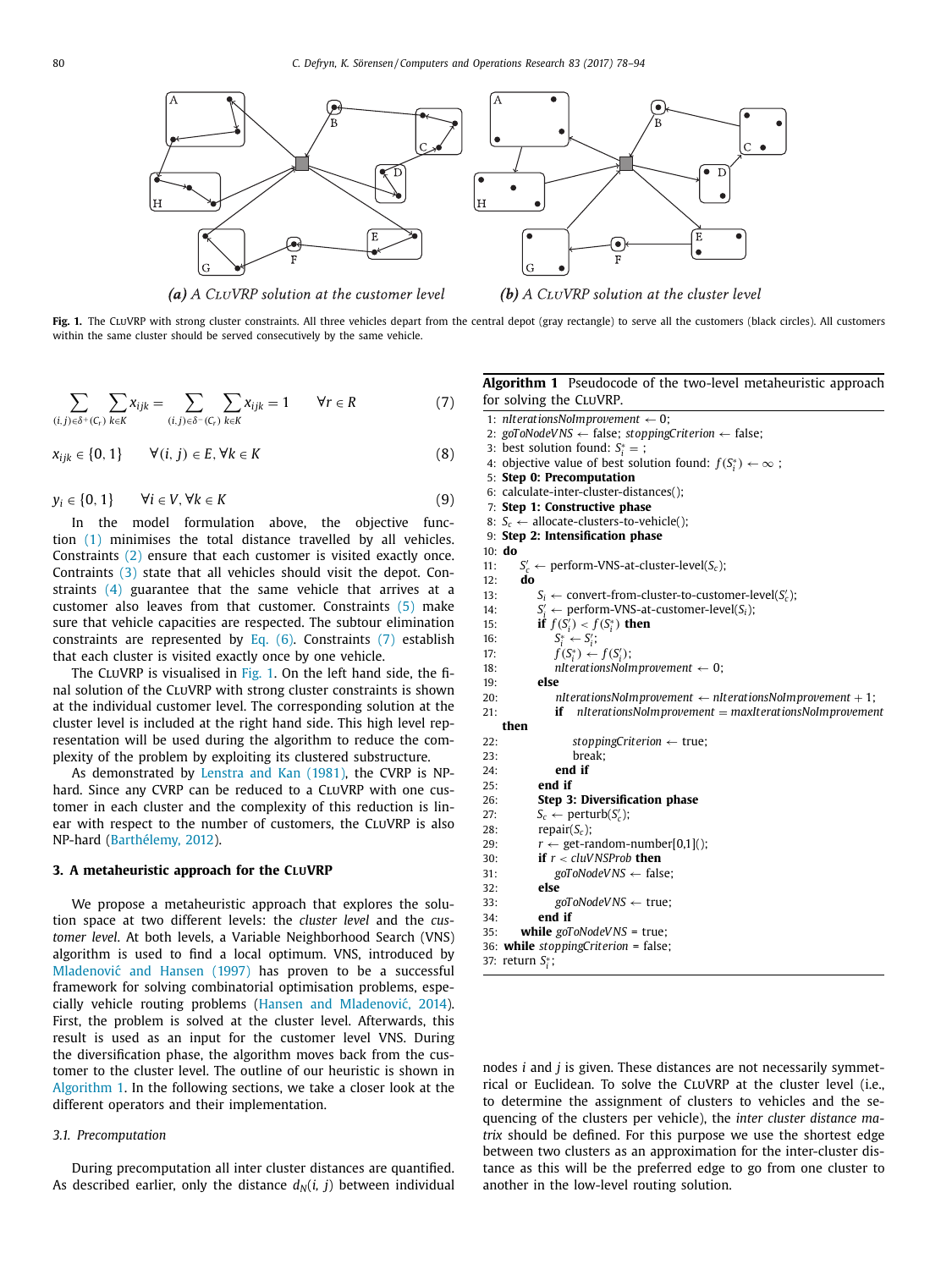A
B
C
D
H
G
F
E

(a) A CluVRP solution at the customer level

A
B
C
D
H
G
F
E

(b) A CluVRP solution at the cluster level

**Fig. 1.** The CluVRP with strong cluster constraints. All three vehicles depart from the central depot (gray rectangle) to serve all the customers (black circles). All customers within the same cluster should be served consecutively by the same vehicle.

$$\sum_{(i,j)\in\delta^+(C_r)}\sum_{k\in K} x_{ijk} = \sum_{(i,j)\in\delta^-(C_r)}\sum_{k\in K} x_{ijk} = 1 \qquad \forall r \in R \tag{7}$$

$$x_{ijk} \in \{0, 1\} \qquad \forall (i, j) \in E, \forall k \in K \tag{8}$$

$$y_i \in \{0, 1\} \qquad \forall i \in V, \forall k \in K \tag{9}$$

In the model formulation above, the objective function (1) minimises the total distance travelled by all vehicles. Constraints (2) ensure that each customer is visited exactly once. Contraints (3) state that all vehicles should visit the depot. Constraints (4) guarantee that the same vehicle that arrives at a customer also leaves from that customer. Constraints (5) make sure that vehicle capacities are respected. The subtour elimination constraints are represented by Eq. (6). Constraints (7) establish that each cluster is visited exactly once by one vehicle.

The CluVRP is visualised in Fig. 1. On the left hand side, the final solution of the CluVRP with strong cluster constraints is shown at the individual customer level. The corresponding solution at the cluster level is included at the right hand side. This high level representation will be used during the algorithm to reduce the complexity of the problem by exploiting its clustered substructure.

As demonstrated by Lenstra and Kan (1981), the CVRP is NP-hard. Since any CVRP can be reduced to a CluVRP with one customer in each cluster and the complexity of this reduction is linear with respect to the number of customers, the CluVRP is also NP-hard (Barthélemy, 2012).

## 3. A metaheuristic approach for the CluVRP

We propose a metaheuristic approach that explores the solution space at two different levels: the *cluster level* and the *customer level*. At both levels, a Variable Neighborhood Search (VNS) algorithm is used to find a local optimum. VNS, introduced by Mladenović and Hansen (1997) has proven to be a successful framework for solving combinatorial optimisation problems, especially vehicle routing problems (Hansen and Mladenović, 2014). First, the problem is solved at the cluster level. Afterwards, this result is used as an input for the customer level VNS. During the diversification phase, the algorithm moves back from the customer to the cluster level. The outline of our heuristic is shown in Algorithm 1. In the following sections, we take a closer look at the different operators and their implementation.

### 3.1. Precomputation

During precomputation all inter cluster distances are quantified. As described earlier, only the distance $d_N(i, j)$ between individual nodes $i$ and $j$ is given. These distances are not necessarily symmetrical or Euclidean. To solve the CluVRP at the cluster level (i.e., to determine the assignment of clusters to vehicles and the sequencing of the clusters per vehicle), the *inter cluster distance matrix* should be defined. For this purpose we use the shortest edge between two clusters as an approximation for the inter-cluster distance as this will be the preferred edge to go from one cluster to another in the low-level routing solution.

**Algorithm 1** Pseudocode of the two-level metaheuristic approach for solving the CluVRP.

```
1:  nIterationsNoImprovement ← 0;
2:  goToNodeVNS ← false; stoppingCriterion ← false;
3:  best solution found: S_i^* = ;
4:  objective value of best solution found: f(S_i^*) ← ∞ ;
5:  Step 0: Precomputation
6:  calculate-inter-cluster-distances();
7:  Step 1: Constructive phase
8:  S_c ← allocate-clusters-to-vehicle();
9:  Step 2: Intensification phase
10: do
11:     S'_c ← perform-VNS-at-cluster-level(S_c);
12:     do
13:         S_i ← convert-from-cluster-to-customer-level(S'_c);
14:         S'_i ← perform-VNS-at-customer-level(S_i);
15:         if f(S'_i) < f(S_i^*) then
16:             S_i^* ← S'_i;
17:             f(S_i^*) ← f(S'_i);
18:             nIterationsNoImprovement ← 0;
19:         else
20:             nIterationsNoImprovement ← nIterationsNoImprovement + 1;
21:             if nIterationsNoImprovement = maxIterationsNoImprovement
        then
22:                 stoppingCriterion ← true;
23:                 break;
24:             end if
25:         end if
26:         Step 3: Diversification phase
27:         S_c ← perturb(S'_c);
28:         repair(S_c);
29:         r ← get-random-number[0,1]();
30:         if r < cluVNSProb then
31:             goToNodeVNS ← false;
32:         else
33:             goToNodeVNS ← true;
34:         end if
35:     while goToNodeVNS = true;
36: while stoppingCriterion = false;
37: return S_i^*;
```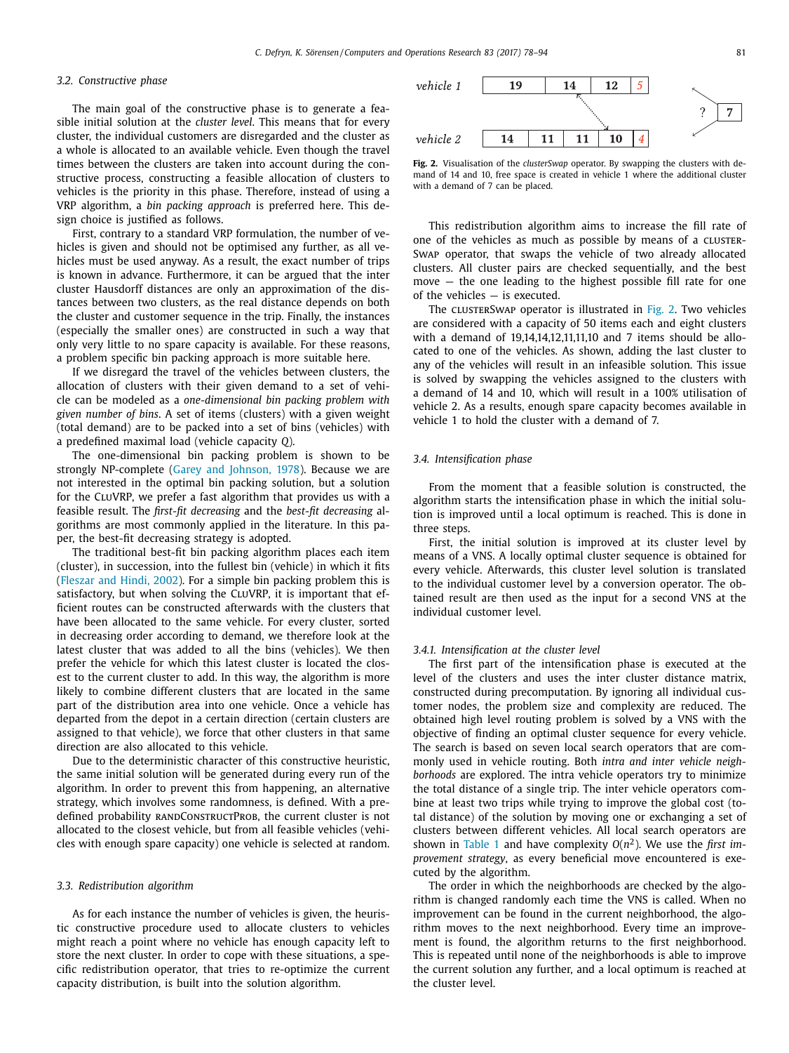### 3.2. Constructive phase

The main goal of the constructive phase is to generate a feasible initial solution at the *cluster level*. This means that for every cluster, the individual customers are disregarded and the cluster as a whole is allocated to an available vehicle. Even though the travel times between the clusters are taken into account during the constructive process, constructing a feasible allocation of clusters to vehicles is the priority in this phase. Therefore, instead of using a VRP algorithm, a *bin packing approach* is preferred here. This design choice is justified as follows.

First, contrary to a standard VRP formulation, the number of vehicles is given and should not be optimised any further, as all vehicles must be used anyway. As a result, the exact number of trips is known in advance. Furthermore, it can be argued that the inter cluster Hausdorff distances are only an approximation of the distances between two clusters, as the real distance depends on both the cluster and customer sequence in the trip. Finally, the instances (especially the smaller ones) are constructed in such a way that only very little to no spare capacity is available. For these reasons, a problem specific bin packing approach is more suitable here.

If we disregard the travel of the vehicles between clusters, the allocation of clusters with their given demand to a set of vehicle can be modeled as a *one-dimensional bin packing problem with given number of bins*. A set of items (clusters) with a given weight (total demand) are to be packed into a set of bins (vehicles) with a predefined maximal load (vehicle capacity $Q$).

The one-dimensional bin packing problem is shown to be strongly NP-complete (Garey and Johnson, 1978). Because we are not interested in the optimal bin packing solution, but a solution for the CluVRP, we prefer a fast algorithm that provides us with a feasible result. The *first-fit decreasing* and the *best-fit decreasing* algorithms are most commonly applied in the literature. In this paper, the best-fit decreasing strategy is adopted.

The traditional best-fit bin packing algorithm places each item (cluster), in succession, into the fullest bin (vehicle) in which it fits (Fleszar and Hindi, 2002). For a simple bin packing problem this is satisfactory, but when solving the CluVRP, it is important that efficient routes can be constructed afterwards with the clusters that have been allocated to the same vehicle. For every cluster, sorted in decreasing order according to demand, we therefore look at the latest cluster that was added to all the bins (vehicles). We then prefer the vehicle for which this latest cluster is located the closest to the current cluster to add. In this way, the algorithm is more likely to combine different clusters that are located in the same part of the distribution area into one vehicle. Once a vehicle has departed from the depot in a certain direction (certain clusters are assigned to that vehicle), we force that other clusters in that same direction are also allocated to this vehicle.

Due to the deterministic character of this constructive heuristic, the same initial solution will be generated during every run of the algorithm. In order to prevent this from happening, an alternative strategy, which involves some randomness, is defined. With a predefined probability RANDCONSTRUCTPROB, the current cluster is not allocated to the closest vehicle, but from all feasible vehicles (vehicles with enough spare capacity) one vehicle is selected at random.

### 3.3. Redistribution algorithm

As for each instance the number of vehicles is given, the heuristic constructive procedure used to allocate clusters to vehicles might reach a point where no vehicle has enough capacity left to store the next cluster. In order to cope with these situations, a specific redistribution operator, that tries to re-optimize the current capacity distribution, is built into the solution algorithm.

vehicle 1: 19 | 14 | 12 | 5
vehicle 2: 14 | 11 | 11 | 10 | 4
? 7

**Fig. 2.** Visualisation of the *clusterSwap* operator. By swapping the clusters with demand of 14 and 10, free space is created in vehicle 1 where the additional cluster with a demand of 7 can be placed.

This redistribution algorithm aims to increase the fill rate of one of the vehicles as much as possible by means of a CLUSTERSWAP operator, that swaps the vehicle of two already allocated clusters. All cluster pairs are checked sequentially, and the best move — the one leading to the highest possible fill rate for one of the vehicles — is executed.

The CLUSTERSWAP operator is illustrated in Fig. 2. Two vehicles are considered with a capacity of 50 items each and eight clusters with a demand of 19,14,14,12,11,11,10 and 7 items should be allocated to one of the vehicles. As shown, adding the last cluster to any of the vehicles will result in an infeasible solution. This issue is solved by swapping the vehicles assigned to the clusters with a demand of 14 and 10, which will result in a 100% utilisation of vehicle 2. As a results, enough spare capacity becomes available in vehicle 1 to hold the cluster with a demand of 7.

### 3.4. Intensification phase

From the moment that a feasible solution is constructed, the algorithm starts the intensification phase in which the initial solution is improved until a local optimum is reached. This is done in three steps.

First, the initial solution is improved at its cluster level by means of a VNS. A locally optimal cluster sequence is obtained for every vehicle. Afterwards, this cluster level solution is translated to the individual customer level by a conversion operator. The obtained result are then used as the input for a second VNS at the individual customer level.

#### 3.4.1. Intensification at the cluster level

The first part of the intensification phase is executed at the level of the clusters and uses the inter cluster distance matrix, constructed during precomputation. By ignoring all individual customer nodes, the problem size and complexity are reduced. The obtained high level routing problem is solved by a VNS with the objective of finding an optimal cluster sequence for every vehicle. The search is based on seven local search operators that are commonly used in vehicle routing. Both *intra and inter vehicle neighborhoods* are explored. The intra vehicle operators try to minimize the total distance of a single trip. The inter vehicle operators combine at least two trips while trying to improve the global cost (total distance) of the solution by moving one or exchanging a set of clusters between different vehicles. All local search operators are shown in Table 1 and have complexity $O(n^2)$. We use the *first improvement strategy*, as every beneficial move encountered is executed by the algorithm.

The order in which the neighborhoods are checked by the algorithm is changed randomly each time the VNS is called. When no improvement can be found in the current neighborhood, the algorithm moves to the next neighborhood. Every time an improvement is found, the algorithm returns to the first neighborhood. This is repeated until none of the neighborhoods is able to improve the current solution any further, and a local optimum is reached at the cluster level.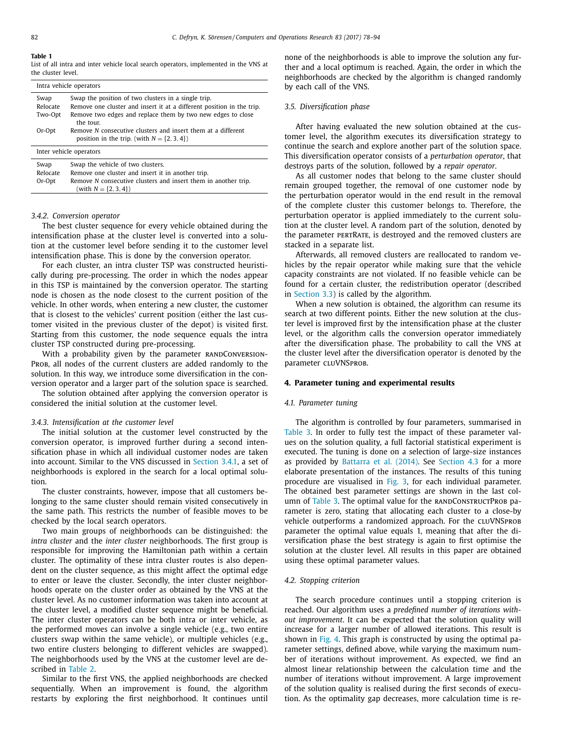**Table 1**
List of all intra and inter vehicle local search operators, implemented in the VNS at the cluster level.

| | |
|---|---|
| *Intra vehicle operators* | |
| Swap | Swap the position of two clusters in a single trip. |
| Relocate | Remove one cluster and insert it at a different position in the trip. |
| Two-Opt | Remove two edges and replace them by two new edges to close the tour. |
| Or-Opt | Remove $N$ consecutive clusters and insert them at a different position in the trip. (with $N = \{2, 3, 4\}$) |
| *Inter vehicle operators* | |
| Swap | Swap the vehicle of two clusters. |
| Relocate | Remove one cluster and insert it in another trip. |
| Or-Opt | Remove $N$ consecutive clusters and insert them in another trip. (with $N = \{2, 3, 4\}$) |

#### 3.4.2. Conversion operator

The best cluster sequence for every vehicle obtained during the intensification phase at the cluster level is converted into a solution at the customer level before sending it to the customer level intensification phase. This is done by the conversion operator.

For each cluster, an intra cluster TSP was constructed heuristically during pre-processing. The order in which the nodes appear in this TSP is maintained by the conversion operator. The starting node is chosen as the node closest to the current position of the vehicle. In other words, when entering a new cluster, the customer that is closest to the vehicles' current position (either the last customer visited in the previous cluster of the depot) is visited first. Starting from this customer, the node sequence equals the intra cluster TSP constructed during pre-processing.

With a probability given by the parameter RANDCONVERSIONPROB, all nodes of the current clusters are added randomly to the solution. In this way, we introduce some diversification in the conversion operator and a larger part of the solution space is searched.

The solution obtained after applying the conversion operator is considered the initial solution at the customer level.

#### 3.4.3. Intensification at the customer level

The initial solution at the customer level constructed by the conversion operator, is improved further during a second intensification phase in which all individual customer nodes are taken into account. Similar to the VNS discussed in Section 3.4.1, a set of neighborhoods is explored in the search for a local optimal solution.

The cluster constraints, however, impose that all customers belonging to the same cluster should remain visited consecutively in the same path. This restricts the number of feasible moves to be checked by the local search operators.

Two main groups of neighborhoods can be distinguished: the *intra cluster* and the *inter cluster* neighborhoods. The first group is responsible for improving the Hamiltonian path within a certain cluster. The optimality of these intra cluster routes is also dependent on the cluster sequence, as this might affect the optimal edge to enter or leave the cluster. Secondly, the inter cluster neighborhoods operate on the cluster order as obtained by the VNS at the cluster level. As no customer information was taken into account at the cluster level, a modified cluster sequence might be beneficial. The inter cluster operators can be both intra or inter vehicle, as the performed moves can involve a single vehicle (e.g., two entire clusters swap within the same vehicle), or multiple vehicles (e.g., two entire clusters belonging to different vehicles are swapped). The neighborhoods used by the VNS at the customer level are described in Table 2.

Similar to the first VNS, the applied neighborhoods are checked sequentially. When an improvement is found, the algorithm restarts by exploring the first neighborhood. It continues until none of the neighborhoods is able to improve the solution any further and a local optimum is reached. Again, the order in which the neighborhoods are checked by the algorithm is changed randomly by each call of the VNS.

### 3.5. Diversification phase

After having evaluated the new solution obtained at the customer level, the algorithm executes its diversification strategy to continue the search and explore another part of the solution space. This diversification operator consists of a *perturbation operator*, that destroys parts of the solution, followed by a *repair operator*.

As all customer nodes that belong to the same cluster should remain grouped together, the removal of one customer node by the perturbation operator would in the end result in the removal of the complete cluster this customer belongs to. Therefore, the perturbation operator is applied immediately to the current solution at the cluster level. A random part of the solution, denoted by the parameter PERTRATE, is destroyed and the removed clusters are stacked in a separate list.

Afterwards, all removed clusters are reallocated to random vehicles by the repair operator while making sure that the vehicle capacity constraints are not violated. If no feasible vehicle can be found for a certain cluster, the redistribution operator (described in Section 3.3) is called by the algorithm.

When a new solution is obtained, the algorithm can resume its search at two different points. Either the new solution at the cluster level is improved first by the intensification phase at the cluster level, or the algorithm calls the conversion operator immediately after the diversification phase. The probability to call the VNS at the cluster level after the diversification operator is denoted by the parameter CLUVNSPROB.

## 4. Parameter tuning and experimental results

### 4.1. Parameter tuning

The algorithm is controlled by four parameters, summarised in Table 3. In order to fully test the impact of these parameter values on the solution quality, a full factorial statistical experiment is executed. The tuning is done on a selection of large-size instances as provided by Battarra et al. (2014). See Section 4.3 for a more elaborate presentation of the instances. The results of this tuning procedure are visualised in Fig. 3, for each individual parameter. The obtained best parameter settings are shown in the last column of Table 3. The optimal value for the RANDCONSTRUCTPROB parameter is zero, stating that allocating each cluster to a close-by vehicle outperforms a randomized approach. For the CLUVNSPROB parameter the optimal value equals 1, meaning that after the diversification phase the best strategy is again to first optimise the solution at the cluster level. All results in this paper are obtained using these optimal parameter values.

### 4.2. Stopping criterion

The search procedure continues until a stopping criterion is reached. Our algorithm uses a *predefined number of iterations without improvement*. It can be expected that the solution quality will increase for a larger number of allowed iterations. This result is shown in Fig. 4. This graph is constructed by using the optimal parameter settings, defined above, while varying the maximum number of iterations without improvement. As expected, we find an almost linear relationship between the calculation time and the number of iterations without improvement. A large improvement of the solution quality is realised during the first seconds of execution. As the optimality gap decreases, more calculation time is re-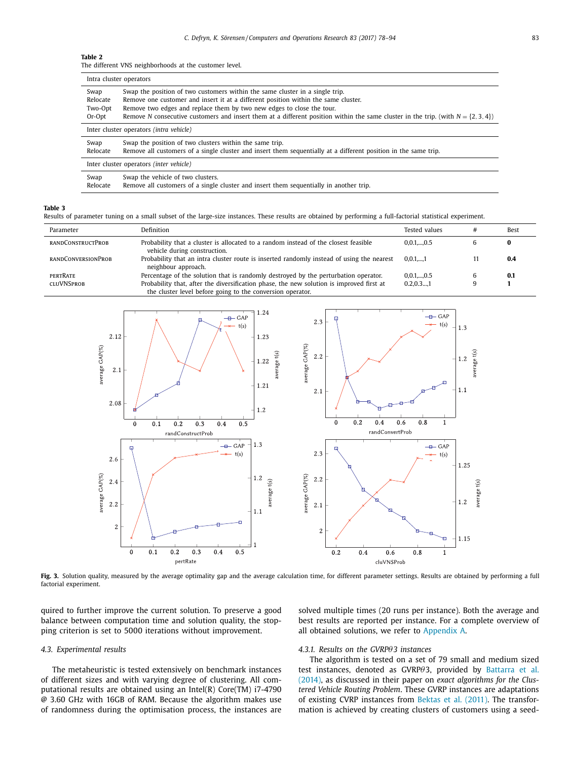**Table 2**
The different VNS neighborhoods at the customer level.

| | |
|---|---|
| *Intra cluster operators* | |
| Swap | Swap the position of two customers within the same cluster in a single trip. |
| Relocate | Remove one customer and insert it at a different position within the same cluster. |
| Two-Opt | Remove two edges and replace them by two new edges to close the tour. |
| Or-Opt | Remove $N$ consecutive customers and insert them at a different position within the same cluster in the trip. (with $N = \{2, 3, 4\}$) |
| *Inter cluster operators (intra vehicle)* | |
| Swap | Swap the position of two clusters within the same trip. |
| Relocate | Remove all customers of a single cluster and insert them sequentially at a different position in the same trip. |
| *Inter cluster operators (inter vehicle)* | |
| Swap | Swap the vehicle of two clusters. |
| Relocate | Remove all customers of a single cluster and insert them sequentially in another trip. |

**Table 3**
Results of parameter tuning on a small subset of the large-size instances. These results are obtained by performing a full-factorial statistical experiment.

| Parameter | Definition | Tested values | # | Best |
|---|---|---|---|---|
| RANDCONSTRUCTPROB | Probability that a cluster is allocated to a random instead of the closest feasible vehicle during construction. | 0,0.1,...,0.5 | 6 | **0** |
| RANDCONVERSIONPROB | Probability that an intra cluster route is inserted randomly instead of using the nearest neighbour approach. | 0,0.1,...,1 | 11 | **0.4** |
| PERTRATE | Percentage of the solution that is randomly destroyed by the perturbation operator. | 0,0.1,...,0.5 | 6 | **0.1** |
| CLUVNSPROB | Probability that, after the diversification phase, the new solution is improved first at the cluster level before going to the conversion operator. | 0.2,0.3...,1 | 9 | **1** |

Fig. 3. Solution quality, measured by the average optimality gap and the average calculation time, for different parameter settings. Results are obtained by performing a full factorial experiment.

quired to further improve the current solution. To preserve a good balance between computation time and solution quality, the stopping criterion is set to 5000 iterations without improvement.

### 4.3. Experimental results

The metaheuristic is tested extensively on benchmark instances of different sizes and with varying degree of clustering. All computational results are obtained using an Intel(R) Core(TM) i7-4790 @ 3.60 GHz with 16GB of RAM. Because the algorithm makes use of randomness during the optimisation process, the instances are solved multiple times (20 runs per instance). Both the average and best results are reported per instance. For a complete overview of all obtained solutions, we refer to Appendix A.

#### 4.3.1. Results on the GVRP$\theta$3 instances

The algorithm is tested on a set of 79 small and medium sized test instances, denoted as GVRP$\theta$3, provided by Battarra et al. (2014), as discussed in their paper on *exact algorithms for the Clustered Vehicle Routing Problem*. These GVRP instances are adaptations of existing CVRP instances from Bektas et al. (2011). The transformation is achieved by creating clusters of customers using a seed-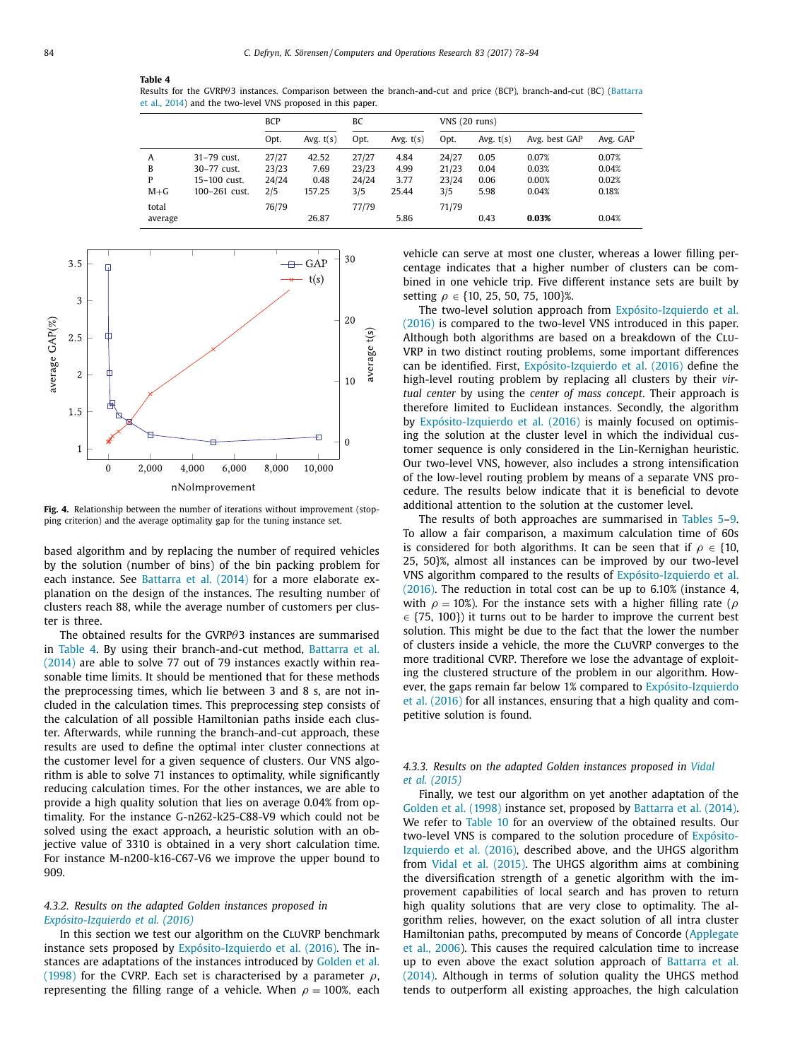**Table 4**
Results for the GVRPθ3 instances. Comparison between the branch-and-cut and price (BCP), branch-and-cut (BC) (Battarra et al., 2014) and the two-level VNS proposed in this paper.

| | | BCP | | BC | | VNS (20 runs) | | | |
|---|---|---|---|---|---|---|---|---|---|
| | | Opt. | Avg. t(s) | Opt. | Avg. t(s) | Opt. | Avg. t(s) | Avg. best GAP | Avg. GAP |
| A | 31–79 cust. | 27/27 | 42.52 | 27/27 | 4.84 | 24/27 | 0.05 | 0.07% | 0.07% |
| B | 30–77 cust. | 23/23 | 7.69 | 23/23 | 4.99 | 21/23 | 0.04 | 0.03% | 0.04% |
| P | 15–100 cust. | 24/24 | 0.48 | 24/24 | 3.77 | 23/24 | 0.06 | 0.00% | 0.02% |
| M+G | 100–261 cust. | 2/5 | 157.25 | 3/5 | 25.44 | 3/5 | 5.98 | 0.04% | 0.18% |
| total | | 76/79 | | 77/79 | | 71/79 | | | |
| average | | | 26.87 | | 5.86 | | 0.43 | **0.03%** | 0.04% |

GAP
t(s)
average GAP(%)
average t(s)
nNoImprovement
3.5 3 2.5 2 1.5 1
30 20 10 0
0 2,000 4,000 6,000 8,000 10,000

**Fig. 4.** Relationship between the number of iterations without improvement (stopping criterion) and the average optimality gap for the tuning instance set.

based algorithm and by replacing the number of required vehicles by the solution (number of bins) of the bin packing problem for each instance. See Battarra et al. (2014) for a more elaborate explanation on the design of the instances. The resulting number of clusters reach 88, while the average number of customers per cluster is three.

The obtained results for the GVRPθ3 instances are summarised in Table 4. By using their branch-and-cut method, Battarra et al. (2014) are able to solve 77 out of 79 instances exactly within reasonable time limits. It should be mentioned that for these methods the preprocessing times, which lie between 3 and 8 s, are not included in the calculation times. This preprocessing step consists of the calculation of all possible Hamiltonian paths inside each cluster. Afterwards, while running the branch-and-cut approach, these results are used to define the optimal inter cluster connections at the customer level for a given sequence of clusters. Our VNS algorithm is able to solve 71 instances to optimality, while significantly reducing calculation times. For the other instances, we are able to provide a high quality solution that lies on average 0.04% from optimality. For the instance G-n262-k25-C88-V9 which could not be solved using the exact approach, a heuristic solution with an objective value of 3310 is obtained in a very short calculation time. For instance M-n200-k16-C67-V6 we improve the upper bound to 909.

### 4.3.2. Results on the adapted Golden instances proposed in Expósito-Izquierdo et al. (2016)

In this section we test our algorithm on the CluVRP benchmark instance sets proposed by Expósito-Izquierdo et al. (2016). The instances are adaptations of the instances introduced by Golden et al. (1998) for the CVRP. Each set is characterised by a parameter $\rho$, representing the filling range of a vehicle. When $\rho = 100\%$, each vehicle can serve at most one cluster, whereas a lower filling percentage indicates that a higher number of clusters can be combined in one vehicle trip. Five different instance sets are built by setting $\rho \in \{10, 25, 50, 75, 100\}\%$.

The two-level solution approach from Expósito-Izquierdo et al. (2016) is compared to the two-level VNS introduced in this paper. Although both algorithms are based on a breakdown of the CluVRP in two distinct routing problems, some important differences can be identified. First, Expósito-Izquierdo et al. (2016) define the high-level routing problem by replacing all clusters by their *virtual center* by using the *center of mass concept*. Their approach is therefore limited to Euclidean instances. Secondly, the algorithm by Expósito-Izquierdo et al. (2016) is mainly focused on optimising the solution at the cluster level in which the individual customer sequence is only considered in the Lin-Kernighan heuristic. Our two-level VNS, however, also includes a strong intensification of the low-level routing problem by means of a separate VNS procedure. The results below indicate that it is beneficial to devote additional attention to the solution at the customer level.

The results of both approaches are summarised in Tables 5–9. To allow a fair comparison, a maximum calculation time of 60s is considered for both algorithms. It can be seen that if $\rho \in \{10, 25, 50\}\%$, almost all instances can be improved by our two-level VNS algorithm compared to the results of Expósito-Izquierdo et al. (2016). The reduction in total cost can be up to 6.10% (instance 4, with $\rho = 10\%$). For the instance sets with a higher filling rate ($\rho \in \{75, 100\}$) it turns out to be harder to improve the current best solution. This might be due to the fact that the lower the number of clusters inside a vehicle, the more the CluVRP converges to the more traditional CVRP. Therefore we lose the advantage of exploiting the clustered structure of the problem in our algorithm. However, the gaps remain far below 1% compared to Expósito-Izquierdo et al. (2016) for all instances, ensuring that a high quality and competitive solution is found.

### 4.3.3. Results on the adapted Golden instances proposed in Vidal et al. (2015)

Finally, we test our algorithm on yet another adaptation of the Golden et al. (1998) instance set, proposed by Battarra et al. (2014). We refer to Table 10 for an overview of the obtained results. Our two-level VNS is compared to the solution procedure of Expósito-Izquierdo et al. (2016), described above, and the UHGS algorithm from Vidal et al. (2015). The UHGS algorithm aims at combining the diversification strength of a genetic algorithm with the improvement capabilities of local search and has proven to return high quality solutions that are very close to optimality. The algorithm relies, however, on the exact solution of all intra cluster Hamiltonian paths, precomputed by means of Concorde (Applegate et al., 2006). This causes the required calculation time to increase up to even above the exact solution approach of Battarra et al. (2014). Although in terms of solution quality the UHGS method tends to outperform all existing approaches, the high calculation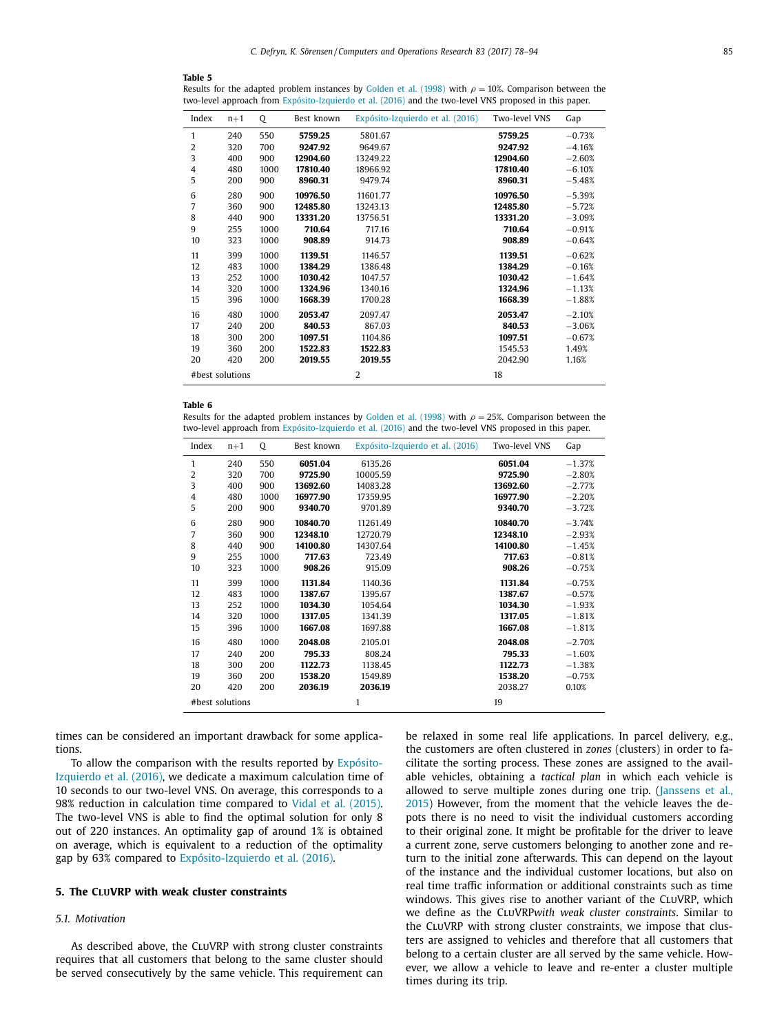**Table 5**
Results for the adapted problem instances by Golden et al. (1998) with $\rho = 10\%$. Comparison between the two-level approach from Expósito-Izquierdo et al. (2016) and the two-level VNS proposed in this paper.

| Index | n+1 | Q | Best known | Expósito-Izquierdo et al. (2016) | Two-level VNS | Gap |
|---|---|---|---|---|---|---|
| 1 | 240 | 550 | **5759.25** | 5801.67 | **5759.25** | −0.73% |
| 2 | 320 | 700 | **9247.92** | 9649.67 | **9247.92** | −4.16% |
| 3 | 400 | 900 | **12904.60** | 13249.22 | **12904.60** | −2.60% |
| 4 | 480 | 1000 | **17810.40** | 18966.92 | **17810.40** | −6.10% |
| 5 | 200 | 900 | **8960.31** | 9479.74 | **8960.31** | −5.48% |
| 6 | 280 | 900 | **10976.50** | 11601.77 | **10976.50** | −5.39% |
| 7 | 360 | 900 | **12485.80** | 13243.13 | **12485.80** | −5.72% |
| 8 | 440 | 900 | **13331.20** | 13756.51 | **13331.20** | −3.09% |
| 9 | 255 | 1000 | **710.64** | 717.16 | **710.64** | −0.91% |
| 10 | 323 | 1000 | **908.89** | 914.73 | **908.89** | −0.64% |
| 11 | 399 | 1000 | **1139.51** | 1146.57 | **1139.51** | −0.62% |
| 12 | 483 | 1000 | **1384.29** | 1386.48 | **1384.29** | −0.16% |
| 13 | 252 | 1000 | **1030.42** | 1047.57 | **1030.42** | −1.64% |
| 14 | 320 | 1000 | **1324.96** | 1340.16 | **1324.96** | −1.13% |
| 15 | 396 | 1000 | **1668.39** | 1700.28 | **1668.39** | −1.88% |
| 16 | 480 | 1000 | **2053.47** | 2097.47 | **2053.47** | −2.10% |
| 17 | 240 | 200 | **840.53** | 867.03 | **840.53** | −3.06% |
| 18 | 300 | 200 | **1097.51** | 1104.86 | **1097.51** | −0.67% |
| 19 | 360 | 200 | **1522.83** | **1522.83** | 1545.53 | 1.49% |
| 20 | 420 | 200 | **2019.55** | **2019.55** | 2042.90 | 1.16% |
| #best solutions | | | | 2 | 18 | |

**Table 6**
Results for the adapted problem instances by Golden et al. (1998) with $\rho = 25\%$. Comparison between the two-level approach from Expósito-Izquierdo et al. (2016) and the two-level VNS proposed in this paper.

| Index | n+1 | Q | Best known | Expósito-Izquierdo et al. (2016) | Two-level VNS | Gap |
|---|---|---|---|---|---|---|
| 1 | 240 | 550 | **6051.04** | 6135.26 | **6051.04** | −1.37% |
| 2 | 320 | 700 | **9725.90** | 10005.59 | **9725.90** | −2.80% |
| 3 | 400 | 900 | **13692.60** | 14083.28 | **13692.60** | −2.77% |
| 4 | 480 | 1000 | **16977.90** | 17359.95 | **16977.90** | −2.20% |
| 5 | 200 | 900 | **9340.70** | 9701.89 | **9340.70** | −3.72% |
| 6 | 280 | 900 | **10840.70** | 11261.49 | **10840.70** | −3.74% |
| 7 | 360 | 900 | **12348.10** | 12720.79 | **12348.10** | −2.93% |
| 8 | 440 | 900 | **14100.80** | 14307.64 | **14100.80** | −1.45% |
| 9 | 255 | 1000 | **717.63** | 723.49 | **717.63** | −0.81% |
| 10 | 323 | 1000 | **908.26** | 915.09 | **908.26** | −0.75% |
| 11 | 399 | 1000 | **1131.84** | 1140.36 | **1131.84** | −0.75% |
| 12 | 483 | 1000 | **1387.67** | 1395.67 | **1387.67** | −0.57% |
| 13 | 252 | 1000 | **1034.30** | 1054.64 | **1034.30** | −1.93% |
| 14 | 320 | 1000 | **1317.05** | 1341.39 | **1317.05** | −1.81% |
| 15 | 396 | 1000 | **1667.08** | 1697.88 | **1667.08** | −1.81% |
| 16 | 480 | 1000 | **2048.08** | 2105.01 | **2048.08** | −2.70% |
| 17 | 240 | 200 | **795.33** | 808.24 | **795.33** | −1.60% |
| 18 | 300 | 200 | **1122.73** | 1138.45 | **1122.73** | −1.38% |
| 19 | 360 | 200 | **1538.20** | 1549.89 | **1538.20** | −0.75% |
| 20 | 420 | 200 | **2036.19** | **2036.19** | 2038.27 | 0.10% |
| #best solutions | | | | 1 | 19 | |

times can be considered an important drawback for some applications.

To allow the comparison with the results reported by Expósito-Izquierdo et al. (2016), we dedicate a maximum calculation time of 10 seconds to our two-level VNS. On average, this corresponds to a 98% reduction in calculation time compared to Vidal et al. (2015). The two-level VNS is able to find the optimal solution for only 8 out of 220 instances. An optimality gap of around 1% is obtained on average, which is equivalent to a reduction of the optimality gap by 63% compared to Expósito-Izquierdo et al. (2016).

## 5. The CluVRP with weak cluster constraints

### 5.1. Motivation

As described above, the CluVRP with strong cluster constraints requires that all customers that belong to the same cluster should be served consecutively by the same vehicle. This requirement can be relaxed in some real life applications. In parcel delivery, e.g., the customers are often clustered in *zones* (clusters) in order to facilitate the sorting process. These zones are assigned to the available vehicles, obtaining a *tactical plan* in which each vehicle is allowed to serve multiple zones during one trip. (Janssens et al., 2015) However, from the moment that the vehicle leaves the depots there is no need to visit the individual customers according to their original zone. It might be profitable for the driver to leave a current zone, serve customers belonging to another zone and return to the initial zone afterwards. This can depend on the layout of the instance and the individual customer locations, but also on real time traffic information or additional constraints such as time windows. This gives rise to another variant of the CluVRP, which we define as the CluVRP*with weak cluster constraints*. Similar to the CluVRP with strong cluster constraints, we impose that clusters are assigned to vehicles and therefore that all customers that belong to a certain cluster are all served by the same vehicle. However, we allow a vehicle to leave and re-enter a cluster multiple times during its trip.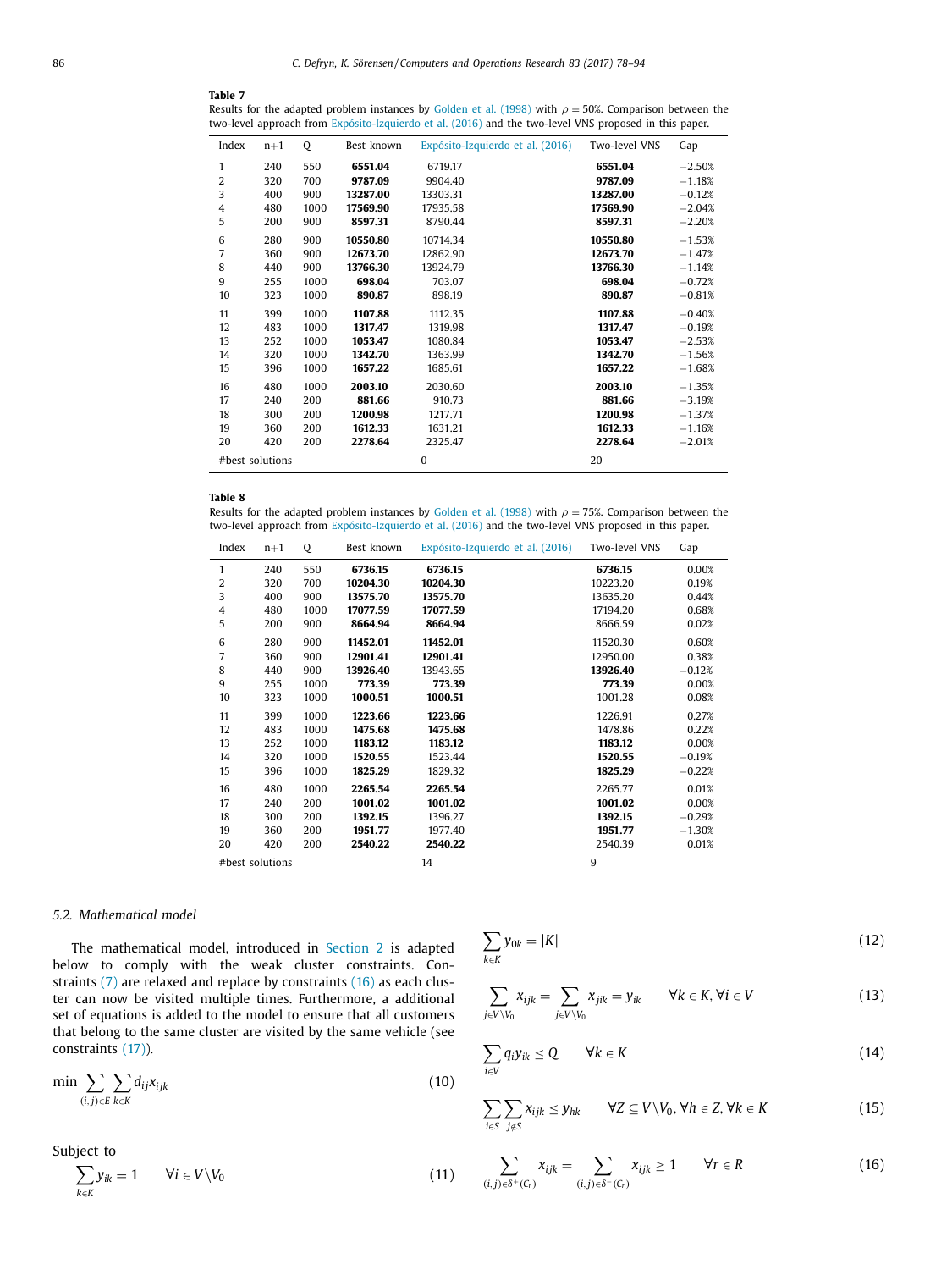**Table 7**
Results for the adapted problem instances by Golden et al. (1998) with $\rho = 50\%$. Comparison between the two-level approach from Expósito-Izquierdo et al. (2016) and the two-level VNS proposed in this paper.

| Index | n+1 | Q | Best known | Expósito-Izquierdo et al. (2016) | Two-level VNS | Gap |
|---|---|---|---|---|---|---|
| 1 | 240 | 550 | **6551.04** | 6719.17 | **6551.04** | −2.50% |
| 2 | 320 | 700 | **9787.09** | 9904.40 | **9787.09** | −1.18% |
| 3 | 400 | 900 | **13287.00** | 13303.31 | **13287.00** | −0.12% |
| 4 | 480 | 1000 | **17569.90** | 17935.58 | **17569.90** | −2.04% |
| 5 | 200 | 900 | **8597.31** | 8790.44 | **8597.31** | −2.20% |
| 6 | 280 | 900 | **10550.80** | 10714.34 | **10550.80** | −1.53% |
| 7 | 360 | 900 | **12673.70** | 12862.90 | **12673.70** | −1.47% |
| 8 | 440 | 900 | **13766.30** | 13924.79 | **13766.30** | −1.14% |
| 9 | 255 | 1000 | **698.04** | 703.07 | **698.04** | −0.72% |
| 10 | 323 | 1000 | **890.87** | 898.19 | **890.87** | −0.81% |
| 11 | 399 | 1000 | **1107.88** | 1112.35 | **1107.88** | −0.40% |
| 12 | 483 | 1000 | **1317.47** | 1319.98 | **1317.47** | −0.19% |
| 13 | 252 | 1000 | **1053.47** | 1080.84 | **1053.47** | −2.53% |
| 14 | 320 | 1000 | **1342.70** | 1363.99 | **1342.70** | −1.56% |
| 15 | 396 | 1000 | **1657.22** | 1685.61 | **1657.22** | −1.68% |
| 16 | 480 | 1000 | **2003.10** | 2030.60 | **2003.10** | −1.35% |
| 17 | 240 | 200 | **881.66** | 910.73 | **881.66** | −3.19% |
| 18 | 300 | 200 | **1200.98** | 1217.71 | **1200.98** | −1.37% |
| 19 | 360 | 200 | **1612.33** | 1631.21 | **1612.33** | −1.16% |
| 20 | 420 | 200 | **2278.64** | 2325.47 | **2278.64** | −2.01% |
| #best solutions | | | | 0 | 20 | |

**Table 8**
Results for the adapted problem instances by Golden et al. (1998) with $\rho = 75\%$. Comparison between the two-level approach from Expósito-Izquierdo et al. (2016) and the two-level VNS proposed in this paper.

| Index | n+1 | Q | Best known | Expósito-Izquierdo et al. (2016) | Two-level VNS | Gap |
|---|---|---|---|---|---|---|
| 1 | 240 | 550 | **6736.15** | **6736.15** | **6736.15** | 0.00% |
| 2 | 320 | 700 | **10204.30** | **10204.30** | 10223.20 | 0.19% |
| 3 | 400 | 900 | **13575.70** | **13575.70** | 13635.20 | 0.44% |
| 4 | 480 | 1000 | **17077.59** | **17077.59** | 17194.20 | 0.68% |
| 5 | 200 | 900 | **8664.94** | **8664.94** | 8666.59 | 0.02% |
| 6 | 280 | 900 | **11452.01** | **11452.01** | 11520.30 | 0.60% |
| 7 | 360 | 900 | **12901.41** | **12901.41** | 12950.00 | 0.38% |
| 8 | 440 | 900 | **13926.40** | 13943.65 | **13926.40** | −0.12% |
| 9 | 255 | 1000 | **773.39** | **773.39** | **773.39** | 0.00% |
| 10 | 323 | 1000 | **1000.51** | **1000.51** | 1001.28 | 0.08% |
| 11 | 399 | 1000 | **1223.66** | **1223.66** | 1226.91 | 0.27% |
| 12 | 483 | 1000 | **1475.68** | **1475.68** | 1478.86 | 0.22% |
| 13 | 252 | 1000 | **1183.12** | **1183.12** | **1183.12** | 0.00% |
| 14 | 320 | 1000 | **1520.55** | 1523.44 | **1520.55** | −0.19% |
| 15 | 396 | 1000 | **1825.29** | 1829.32 | **1825.29** | −0.22% |
| 16 | 480 | 1000 | **2265.54** | **2265.54** | 2265.77 | 0.01% |
| 17 | 240 | 200 | **1001.02** | **1001.02** | **1001.02** | 0.00% |
| 18 | 300 | 200 | **1392.15** | 1396.27 | **1392.15** | −0.29% |
| 19 | 360 | 200 | **1951.77** | 1977.40 | **1951.77** | −1.30% |
| 20 | 420 | 200 | **2540.22** | **2540.22** | 2540.39 | 0.01% |
| #best solutions | | | | 14 | 9 | |

### 5.2. Mathematical model

The mathematical model, introduced in Section 2 is adapted below to comply with the weak cluster constraints. Constraints (7) are relaxed and replace by constraints (16) as each cluster can now be visited multiple times. Furthermore, a additional set of equations is added to the model to ensure that all customers that belong to the same cluster are visited by the same vehicle (see constraints (17)).

$$\min \sum_{(i,j)\in E} \sum_{k\in K} d_{ij} x_{ijk} \tag{10}$$

Subject to

$$\sum_{k\in K} y_{ik} = 1 \qquad \forall i \in V\backslash V_0 \tag{11}$$

$$\sum_{k\in K} y_{0k} = |K| \tag{12}$$

$$\sum_{j\in V\backslash V_0} x_{ijk} = \sum_{j\in V\backslash V_0} x_{jik} = y_{ik} \qquad \forall k \in K, \forall i \in V \tag{13}$$

$$\sum_{i\in V} q_i y_{ik} \le Q \qquad \forall k \in K \tag{14}$$

$$\sum_{i\in S} \sum_{j\notin S} x_{ijk} \le y_{hk} \qquad \forall Z \subseteq V\backslash V_0, \forall h \in Z, \forall k \in K \tag{15}$$

$$\sum_{(i,j)\in\delta^+(C_r)} x_{ijk} = \sum_{(i,j)\in\delta^-(C_r)} x_{ijk} \ge 1 \qquad \forall r \in R \tag{16}$$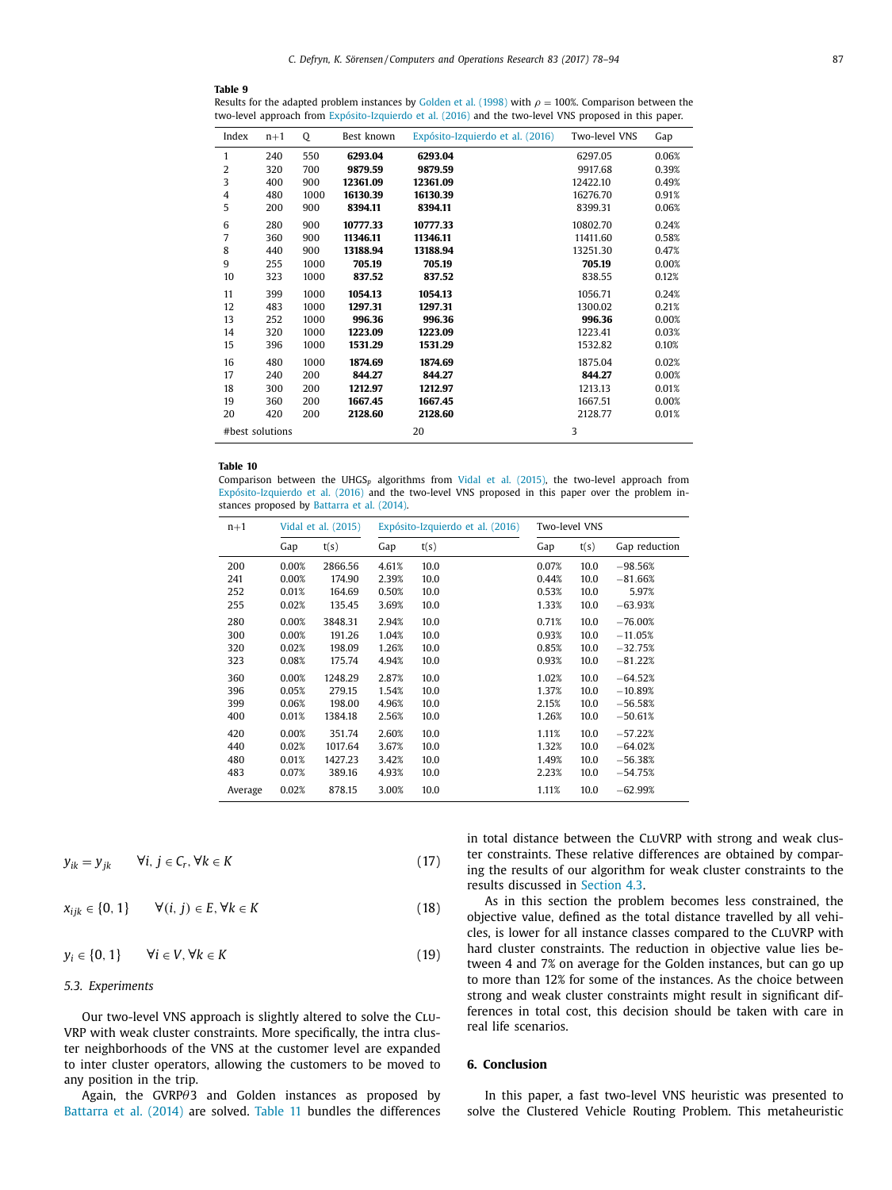**Table 9**
Results for the adapted problem instances by Golden et al. (1998) with $\rho = 100\%$. Comparison between the two-level approach from Expósito-Izquierdo et al. (2016) and the two-level VNS proposed in this paper.

| Index | n+1 | Q | Best known | Expósito-Izquierdo et al. (2016) | Two-level VNS | Gap |
|---|---|---|---|---|---|---|
| 1 | 240 | 550 | **6293.04** | **6293.04** | 6297.05 | 0.06% |
| 2 | 320 | 700 | **9879.59** | **9879.59** | 9917.68 | 0.39% |
| 3 | 400 | 900 | **12361.09** | **12361.09** | 12422.10 | 0.49% |
| 4 | 480 | 1000 | **16130.39** | **16130.39** | 16276.70 | 0.91% |
| 5 | 200 | 900 | **8394.11** | **8394.11** | 8399.31 | 0.06% |
| 6 | 280 | 900 | **10777.33** | **10777.33** | 10802.70 | 0.24% |
| 7 | 360 | 900 | **11346.11** | **11346.11** | 11411.60 | 0.58% |
| 8 | 440 | 900 | **13188.94** | **13188.94** | 13251.30 | 0.47% |
| 9 | 255 | 1000 | **705.19** | **705.19** | **705.19** | 0.00% |
| 10 | 323 | 1000 | **837.52** | **837.52** | 838.55 | 0.12% |
| 11 | 399 | 1000 | **1054.13** | **1054.13** | 1056.71 | 0.24% |
| 12 | 483 | 1000 | **1297.31** | **1297.31** | 1300.02 | 0.21% |
| 13 | 252 | 1000 | **996.36** | **996.36** | **996.36** | 0.00% |
| 14 | 320 | 1000 | **1223.09** | **1223.09** | 1223.41 | 0.03% |
| 15 | 396 | 1000 | **1531.29** | **1531.29** | 1532.82 | 0.10% |
| 16 | 480 | 1000 | **1874.69** | **1874.69** | 1875.04 | 0.02% |
| 17 | 240 | 200 | **844.27** | **844.27** | **844.27** | 0.00% |
| 18 | 300 | 200 | **1212.97** | **1212.97** | 1213.13 | 0.01% |
| 19 | 360 | 200 | **1667.45** | **1667.45** | 1667.51 | 0.00% |
| 20 | 420 | 200 | **2128.60** | **2128.60** | 2128.77 | 0.01% |
| #best solutions | | | | 20 | 3 | |

**Table 10**
Comparison between the UHGS$_p$ algorithms from Vidal et al. (2015), the two-level approach from Expósito-Izquierdo et al. (2016) and the two-level VNS proposed in this paper over the problem instances proposed by Battarra et al. (2014).

| n+1 | Vidal et al. (2015) | | Expósito-Izquierdo et al. (2016) | | Two-level VNS | | |
|---|---|---|---|---|---|---|---|
| | Gap | t(s) | Gap | t(s) | Gap | t(s) | Gap reduction |
| 200 | 0.00% | 2866.56 | 4.61% | 10.0 | 0.07% | 10.0 | −98.56% |
| 241 | 0.00% | 174.90 | 2.39% | 10.0 | 0.44% | 10.0 | −81.66% |
| 252 | 0.01% | 164.69 | 0.50% | 10.0 | 0.53% | 10.0 | 5.97% |
| 255 | 0.02% | 135.45 | 3.69% | 10.0 | 1.33% | 10.0 | −63.93% |
| 280 | 0.00% | 3848.31 | 2.94% | 10.0 | 0.71% | 10.0 | −76.00% |
| 300 | 0.00% | 191.26 | 1.04% | 10.0 | 0.93% | 10.0 | −11.05% |
| 320 | 0.02% | 198.09 | 1.26% | 10.0 | 0.85% | 10.0 | −32.75% |
| 323 | 0.08% | 175.74 | 4.94% | 10.0 | 0.93% | 10.0 | −81.22% |
| 360 | 0.00% | 1248.29 | 2.87% | 10.0 | 1.02% | 10.0 | −64.52% |
| 396 | 0.05% | 279.15 | 1.54% | 10.0 | 1.37% | 10.0 | −10.89% |
| 399 | 0.06% | 198.00 | 4.96% | 10.0 | 2.15% | 10.0 | −56.58% |
| 400 | 0.01% | 1384.18 | 2.56% | 10.0 | 1.26% | 10.0 | −50.61% |
| 420 | 0.00% | 351.74 | 2.60% | 10.0 | 1.11% | 10.0 | −57.22% |
| 440 | 0.02% | 1017.64 | 3.67% | 10.0 | 1.32% | 10.0 | −64.02% |
| 480 | 0.01% | 1427.23 | 3.42% | 10.0 | 1.49% | 10.0 | −56.38% |
| 483 | 0.07% | 389.16 | 4.93% | 10.0 | 2.23% | 10.0 | −54.75% |
| Average | 0.02% | 878.15 | 3.00% | 10.0 | 1.11% | 10.0 | −62.99% |

$$y_{ik} = y_{jk} \qquad \forall i, j \in C_r, \forall k \in K \tag{17}$$

$$x_{ijk} \in \{0, 1\} \qquad \forall (i, j) \in E, \forall k \in K \tag{18}$$

$$y_i \in \{0, 1\} \qquad \forall i \in V, \forall k \in K \tag{19}$$

### 5.3. Experiments

Our two-level VNS approach is slightly altered to solve the CluVRP with weak cluster constraints. More specifically, the intra cluster neighborhoods of the VNS at the customer level are expanded to inter cluster operators, allowing the customers to be moved to any position in the trip.

Again, the GVRP$\theta$3 and Golden instances as proposed by Battarra et al. (2014) are solved. Table 11 bundles the differences in total distance between the CluVRP with strong and weak cluster constraints. These relative differences are obtained by comparing the results of our algorithm for weak cluster constraints to the results discussed in Section 4.3.

As in this section the problem becomes less constrained, the objective value, defined as the total distance travelled by all vehicles, is lower for all instance classes compared to the CluVRP with hard cluster constraints. The reduction in objective value lies between 4 and 7% on average for the Golden instances, but can go up to more than 12% for some of the instances. As the choice between strong and weak cluster constraints might result in significant differences in total cost, this decision should be taken with care in real life scenarios.

## 6. Conclusion

In this paper, a fast two-level VNS heuristic was presented to solve the Clustered Vehicle Routing Problem. This metaheuristic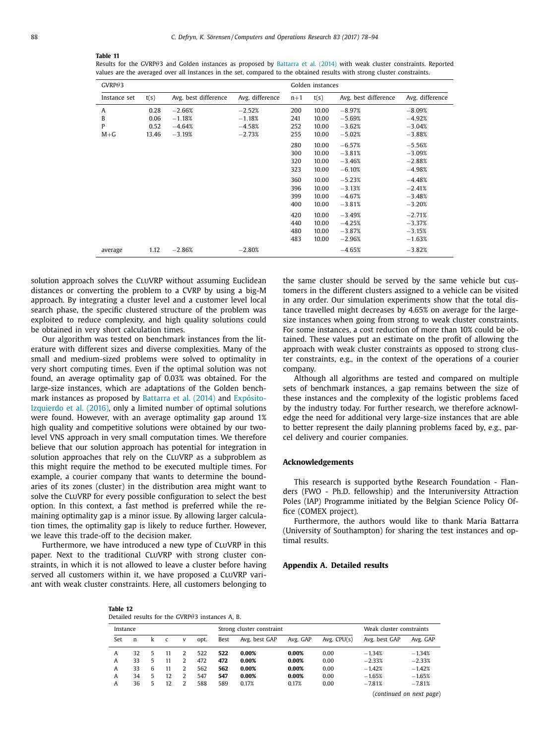**Table 11**
Results for the GVRPθ3 and Golden instances as proposed by Battarra et al. (2014) with weak cluster constraints. Reported values are the averaged over all instances in the set, compared to the obtained results with strong cluster constraints.

| GVRPθ3 | | | | Golden instances | | | |
|---|---|---|---|---|---|---|---|
| Instance set | t(s) | Avg. best difference | Avg. difference | n+1 | t(s) | Avg. best difference | Avg. difference |
| A | 0.28 | −2.66% | −2.52% | 200 | 10.00 | −8.97% | −8.09% |
| B | 0.06 | −1.18% | −1.18% | 241 | 10.00 | −5.69% | −4.92% |
| P | 0.52 | −4.64% | −4.58% | 252 | 10.00 | −3.62% | −3.04% |
| M+G | 13.46 | −3.19% | −2.73% | 255 | 10.00 | −5.02% | −3.88% |
| | | | | 280 | 10.00 | −6.57% | −5.56% |
| | | | | 300 | 10.00 | −3.81% | −3.09% |
| | | | | 320 | 10.00 | −3.46% | −2.88% |
| | | | | 323 | 10.00 | −6.10% | −4.98% |
| | | | | 360 | 10.00 | −5.23% | −4.48% |
| | | | | 396 | 10.00 | −3.13% | −2.41% |
| | | | | 399 | 10.00 | −4.67% | −3.48% |
| | | | | 400 | 10.00 | −3.81% | −3.20% |
| | | | | 420 | 10.00 | −3.49% | −2.71% |
| | | | | 440 | 10.00 | −4.25% | −3.37% |
| | | | | 480 | 10.00 | −3.87% | −3.15% |
| | | | | 483 | 10.00 | −2.96% | −1.63% |
| average | 1.12 | −2.86% | −2.80% | | | −4.65% | −3.82% |

solution approach solves the CLUVRP without assuming Euclidean distances or converting the problem to a CVRP by using a big-M approach. By integrating a cluster level and a customer level local search phase, the specific clustered structure of the problem was exploited to reduce complexity, and high quality solutions could be obtained in very short calculation times.

Our algorithm was tested on benchmark instances from the literature with different sizes and diverse complexities. Many of the small and medium-sized problems were solved to optimality in very short computing times. Even if the optimal solution was not found, an average optimality gap of 0.03% was obtained. For the large-size instances, which are adaptations of the Golden benchmark instances as proposed by Battarra et al. (2014) and Expósito-Izquierdo et al. (2016), only a limited number of optimal solutions were found. However, with an average optimality gap around 1% high quality and competitive solutions were obtained by our two-level VNS approach in very small computation times. We therefore believe that our solution approach has potential for integration in solution approaches that rely on the CLUVRP as a subproblem as this might require the method to be executed multiple times. For example, a courier company that wants to determine the boundaries of its zones (cluster) in the distribution area might want to solve the CLUVRP for every possible configuration to select the best option. In this context, a fast method is preferred while the remaining optimality gap is a minor issue. By allowing larger calculation times, the optimality gap is likely to reduce further. However, we leave this trade-off to the decision maker.

Furthermore, we have introduced a new type of CLUVRP in this paper. Next to the traditional CLUVRP with strong cluster constraints, in which it is not allowed to leave a cluster before having served all customers within it, we have proposed a CLUVRP variant with weak cluster constraints. Here, all customers belonging to the same cluster should be served by the same vehicle but customers in the different clusters assigned to a vehicle can be visited in any order. Our simulation experiments show that the total distance travelled might decreases by 4.65% on average for the large-size instances when going from strong to weak cluster constraints. For some instances, a cost reduction of more than 10% could be obtained. These values put an estimate on the profit of allowing the approach with weak cluster constraints as opposed to strong cluster constraints, e.g., in the context of the operations of a courier company.

Although all algorithms are tested and compared on multiple sets of benchmark instances, a gap remains between the size of these instances and the complexity of the logistic problems faced by the industry today. For further research, we therefore acknowledge the need for additional very large-size instances that are able to better represent the daily planning problems faced by, e.g., parcel delivery and courier companies.

## Acknowledgements

This research is supported bythe Research Foundation - Flanders (FWO - Ph.D. fellowship) and the Interuniversity Attraction Poles (IAP) Programme initiated by the Belgian Science Policy Office (COMEX project).

Furthermore, the authors would like to thank Maria Battarra (University of Southampton) for sharing the test instances and optimal results.

## Appendix A. Detailed results

**Table 12**
Detailed results for the GVRPθ3 instances A, B.

| Instance | | | | | | Strong cluster constraint | | | | Weak cluster constraints | |
|---|---|---|---|---|---|---|---|---|---|---|---|
| Set | n | k | c | v | opt. | Best | Avg. best GAP | Avg. GAP | Avg. CPU(s) | Avg. best GAP | Avg. GAP |
| A | 32 | 5 | 11 | 2 | 522 | **522** | **0.00%** | **0.00%** | 0.00 | −1.34% | −1.34% |
| A | 33 | 5 | 11 | 2 | 472 | **472** | **0.00%** | **0.00%** | 0.00 | −2.33% | −2.33% |
| A | 33 | 6 | 11 | 2 | 562 | **562** | **0.00%** | **0.00%** | 0.00 | −1.42% | −1.42% |
| A | 34 | 5 | 12 | 2 | 547 | **547** | **0.00%** | **0.00%** | 0.00 | −1.65% | −1.65% |
| A | 36 | 5 | 12 | 2 | 588 | 589 | 0.17% | 0.17% | 0.00 | −7.81% | −7.81% |

(*continued on next page*)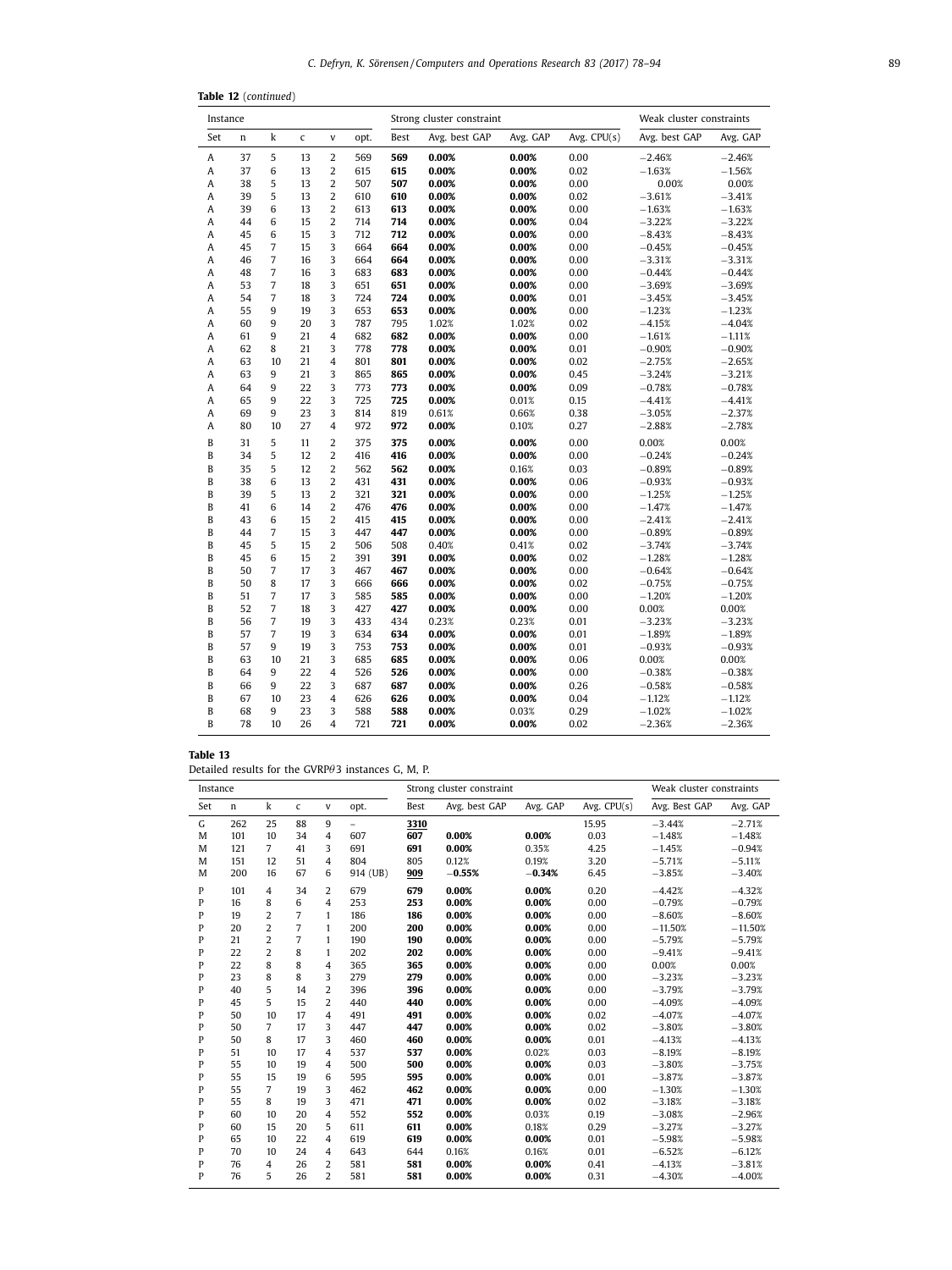**Table 12** (*continued*)

| Instance | | | | | | Strong cluster constraint | | | | Weak cluster constraints | |
|---|---|---|---|---|---|---|---|---|---|---|---|
| Set | n | k | c | v | opt. | Best | Avg. best GAP | Avg. GAP | Avg. CPU(s) | Avg. best GAP | Avg. GAP |
| A | 37 | 5 | 13 | 2 | 569 | **569** | **0.00%** | **0.00%** | 0.00 | −2.46% | −2.46% |
| A | 37 | 6 | 13 | 2 | 615 | **615** | **0.00%** | **0.00%** | 0.02 | −1.63% | −1.56% |
| A | 38 | 5 | 13 | 2 | 507 | **507** | **0.00%** | **0.00%** | 0.00 | 0.00% | 0.00% |
| A | 39 | 5 | 13 | 2 | 610 | **610** | **0.00%** | **0.00%** | 0.02 | −3.61% | −3.41% |
| A | 39 | 6 | 13 | 2 | 613 | **613** | **0.00%** | **0.00%** | 0.00 | −1.63% | −1.63% |
| A | 44 | 6 | 15 | 2 | 714 | **714** | **0.00%** | **0.00%** | 0.04 | −3.22% | −3.22% |
| A | 45 | 6 | 15 | 3 | 712 | **712** | **0.00%** | **0.00%** | 0.00 | −8.43% | −8.43% |
| A | 45 | 7 | 15 | 3 | 664 | **664** | **0.00%** | **0.00%** | 0.00 | −0.45% | −0.45% |
| A | 46 | 7 | 16 | 3 | 664 | **664** | **0.00%** | **0.00%** | 0.00 | −3.31% | −3.31% |
| A | 48 | 7 | 16 | 3 | 683 | **683** | **0.00%** | **0.00%** | 0.00 | −0.44% | −0.44% |
| A | 53 | 7 | 18 | 3 | 651 | **651** | **0.00%** | **0.00%** | 0.00 | −3.69% | −3.69% |
| A | 54 | 7 | 18 | 3 | 724 | **724** | **0.00%** | **0.00%** | 0.01 | −3.45% | −3.45% |
| A | 55 | 9 | 19 | 3 | 653 | **653** | **0.00%** | **0.00%** | 0.00 | −1.23% | −1.23% |
| A | 60 | 9 | 20 | 3 | 787 | 795 | 1.02% | 1.02% | 0.02 | −4.15% | −4.04% |
| A | 61 | 9 | 21 | 4 | 682 | **682** | **0.00%** | **0.00%** | 0.00 | −1.61% | −1.11% |
| A | 62 | 8 | 21 | 3 | 778 | **778** | **0.00%** | **0.00%** | 0.01 | −0.90% | −0.90% |
| A | 63 | 10 | 21 | 4 | 801 | **801** | **0.00%** | **0.00%** | 0.02 | −2.75% | −2.65% |
| A | 63 | 9 | 21 | 3 | 865 | **865** | **0.00%** | **0.00%** | 0.45 | −3.24% | −3.21% |
| A | 64 | 9 | 22 | 3 | 773 | **773** | **0.00%** | **0.00%** | 0.09 | −0.78% | −0.78% |
| A | 65 | 9 | 22 | 3 | 725 | **725** | **0.00%** | 0.01% | 0.15 | −4.41% | −4.41% |
| A | 69 | 9 | 23 | 3 | 814 | 819 | 0.61% | 0.66% | 0.38 | −3.05% | −2.37% |
| A | 80 | 10 | 27 | 4 | 972 | **972** | **0.00%** | 0.10% | 0.27 | −2.88% | −2.78% |
| B | 31 | 5 | 11 | 2 | 375 | **375** | **0.00%** | **0.00%** | 0.00 | 0.00% | 0.00% |
| B | 34 | 5 | 12 | 2 | 416 | **416** | **0.00%** | **0.00%** | 0.00 | −0.24% | −0.24% |
| B | 35 | 5 | 12 | 2 | 562 | **562** | **0.00%** | 0.16% | 0.03 | −0.89% | −0.89% |
| B | 38 | 6 | 13 | 2 | 431 | **431** | **0.00%** | **0.00%** | 0.06 | −0.93% | −0.93% |
| B | 39 | 5 | 13 | 2 | 321 | **321** | **0.00%** | **0.00%** | 0.00 | −1.25% | −1.25% |
| B | 41 | 6 | 14 | 2 | 476 | **476** | **0.00%** | **0.00%** | 0.00 | −1.47% | −1.47% |
| B | 43 | 6 | 15 | 2 | 415 | **415** | **0.00%** | **0.00%** | 0.00 | −2.41% | −2.41% |
| B | 44 | 7 | 15 | 3 | 447 | **447** | **0.00%** | **0.00%** | 0.00 | −0.89% | −0.89% |
| B | 45 | 5 | 15 | 2 | 506 | 508 | 0.40% | 0.41% | 0.02 | −3.74% | −3.74% |
| B | 45 | 6 | 15 | 2 | 391 | **391** | **0.00%** | **0.00%** | 0.02 | −1.28% | −1.28% |
| B | 50 | 7 | 17 | 3 | 467 | **467** | **0.00%** | **0.00%** | 0.00 | −0.64% | −0.64% |
| B | 50 | 8 | 17 | 3 | 666 | **666** | **0.00%** | **0.00%** | 0.02 | −0.75% | −0.75% |
| B | 51 | 7 | 17 | 3 | 585 | **585** | **0.00%** | **0.00%** | 0.00 | −1.20% | −1.20% |
| B | 52 | 7 | 18 | 3 | 427 | **427** | **0.00%** | **0.00%** | 0.00 | 0.00% | 0.00% |
| B | 56 | 7 | 19 | 3 | 433 | 434 | 0.23% | 0.23% | 0.01 | −3.23% | −3.23% |
| B | 57 | 7 | 19 | 3 | 634 | **634** | **0.00%** | **0.00%** | 0.01 | −1.89% | −1.89% |
| B | 57 | 9 | 19 | 3 | 753 | **753** | **0.00%** | **0.00%** | 0.01 | −0.93% | −0.93% |
| B | 63 | 10 | 21 | 3 | 685 | **685** | **0.00%** | **0.00%** | 0.06 | 0.00% | 0.00% |
| B | 64 | 9 | 22 | 4 | 526 | **526** | **0.00%** | **0.00%** | 0.00 | −0.38% | −0.38% |
| B | 66 | 9 | 22 | 3 | 687 | **687** | **0.00%** | **0.00%** | 0.26 | −0.58% | −0.58% |
| B | 67 | 10 | 23 | 4 | 626 | **626** | **0.00%** | **0.00%** | 0.04 | −1.12% | −1.12% |
| B | 68 | 9 | 23 | 3 | 588 | **588** | **0.00%** | 0.03% | 0.29 | −1.02% | −1.02% |
| B | 78 | 10 | 26 | 4 | 721 | **721** | **0.00%** | **0.00%** | 0.02 | −2.36% | −2.36% |

**Table 13**
Detailed results for the GVRP$\theta$3 instances G, M, P.

| Instance | | | | | | Strong cluster constraint | | | | Weak cluster constraints | |
|---|---|---|---|---|---|---|---|---|---|---|---|
| Set | n | k | c | v | opt. | Best | Avg. best GAP | Avg. GAP | Avg. CPU(s) | Avg. Best GAP | Avg. GAP |
| G | 262 | 25 | 88 | 9 | – | <u>**3310**</u> | | | 15.95 | −3.44% | −2.71% |
| M | 101 | 10 | 34 | 4 | 607 | **607** | **0.00%** | **0.00%** | 0.03 | −1.48% | −1.48% |
| M | 121 | 7 | 41 | 3 | 691 | **691** | **0.00%** | 0.35% | 4.25 | −1.45% | −0.94% |
| M | 151 | 12 | 51 | 4 | 804 | 805 | 0.12% | 0.19% | 3.20 | −5.71% | −5.11% |
| M | 200 | 16 | 67 | 6 | 914 (UB) | <u>**909**</u> | **−0.55%** | **−0.34%** | 6.45 | −3.85% | −3.40% |
| P | 101 | 4 | 34 | 2 | 679 | **679** | **0.00%** | **0.00%** | 0.20 | −4.42% | −4.32% |
| P | 16 | 8 | 6 | 4 | 253 | **253** | **0.00%** | **0.00%** | 0.00 | −0.79% | −0.79% |
| P | 19 | 2 | 7 | 1 | 186 | **186** | **0.00%** | **0.00%** | 0.00 | −8.60% | −8.60% |
| P | 20 | 2 | 7 | 1 | 200 | **200** | **0.00%** | **0.00%** | 0.00 | −11.50% | −11.50% |
| P | 21 | 2 | 7 | 1 | 190 | **190** | **0.00%** | **0.00%** | 0.00 | −5.79% | −5.79% |
| P | 22 | 2 | 8 | 1 | 202 | **202** | **0.00%** | **0.00%** | 0.00 | −9.41% | −9.41% |
| P | 22 | 8 | 8 | 4 | 365 | **365** | **0.00%** | **0.00%** | 0.00 | 0.00% | 0.00% |
| P | 23 | 8 | 8 | 3 | 279 | **279** | **0.00%** | **0.00%** | 0.00 | −3.23% | −3.23% |
| P | 40 | 5 | 14 | 2 | 396 | **396** | **0.00%** | **0.00%** | 0.00 | −3.79% | −3.79% |
| P | 45 | 5 | 15 | 2 | 440 | **440** | **0.00%** | **0.00%** | 0.00 | −4.09% | −4.09% |
| P | 50 | 10 | 17 | 4 | 491 | **491** | **0.00%** | **0.00%** | 0.02 | −4.07% | −4.07% |
| P | 50 | 7 | 17 | 3 | 447 | **447** | **0.00%** | **0.00%** | 0.02 | −3.80% | −3.80% |
| P | 50 | 8 | 17 | 3 | 460 | **460** | **0.00%** | **0.00%** | 0.01 | −4.13% | −4.13% |
| P | 51 | 10 | 17 | 4 | 537 | **537** | **0.00%** | 0.02% | 0.03 | −8.19% | −8.19% |
| P | 55 | 10 | 19 | 4 | 500 | **500** | **0.00%** | **0.00%** | 0.03 | −3.80% | −3.75% |
| P | 55 | 15 | 19 | 6 | 595 | **595** | **0.00%** | **0.00%** | 0.01 | −3.87% | −3.87% |
| P | 55 | 7 | 19 | 3 | 462 | **462** | **0.00%** | **0.00%** | 0.00 | −1.30% | −1.30% |
| P | 55 | 8 | 19 | 3 | 471 | **471** | **0.00%** | **0.00%** | 0.02 | −3.18% | −3.18% |
| P | 60 | 10 | 20 | 4 | 552 | **552** | **0.00%** | 0.03% | 0.19 | −3.08% | −2.96% |
| P | 60 | 15 | 20 | 5 | 611 | **611** | **0.00%** | 0.18% | 0.29 | −3.27% | −3.27% |
| P | 65 | 10 | 22 | 4 | 619 | **619** | **0.00%** | **0.00%** | 0.01 | −5.98% | −5.98% |
| P | 70 | 10 | 24 | 4 | 643 | 644 | 0.16% | 0.16% | 0.01 | −6.52% | −6.12% |
| P | 76 | 4 | 26 | 2 | 581 | **581** | **0.00%** | **0.00%** | 0.41 | −4.13% | −3.81% |
| P | 76 | 5 | 26 | 2 | 581 | **581** | **0.00%** | **0.00%** | 0.31 | −4.30% | −4.00% |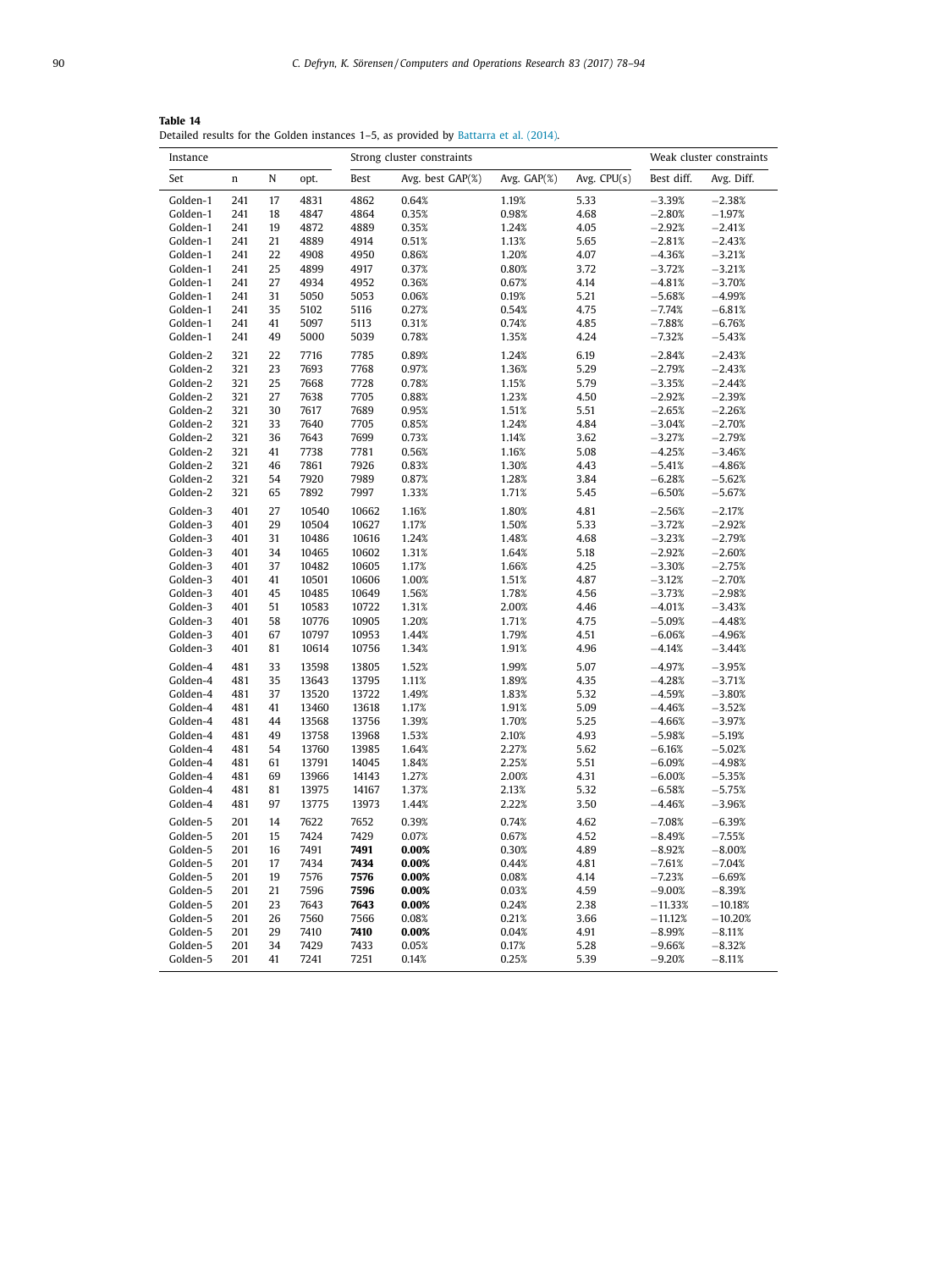**Table 14**
Detailed results for the Golden instances 1–5, as provided by Battarra et al. (2014).

| Instance | | | | Strong cluster constraints | | | | Weak cluster constraints | |
|---|---|---|---|---|---|---|---|---|---|
| Set | n | N | opt. | Best | Avg. best GAP(%) | Avg. GAP(%) | Avg. CPU(s) | Best diff. | Avg. Diff. |
| Golden-1 | 241 | 17 | 4831 | 4862 | 0.64% | 1.19% | 5.33 | −3.39% | −2.38% |
| Golden-1 | 241 | 18 | 4847 | 4864 | 0.35% | 0.98% | 4.68 | −2.80% | −1.97% |
| Golden-1 | 241 | 19 | 4872 | 4889 | 0.35% | 1.24% | 4.05 | −2.92% | −2.41% |
| Golden-1 | 241 | 21 | 4889 | 4914 | 0.51% | 1.13% | 5.65 | −2.81% | −2.43% |
| Golden-1 | 241 | 22 | 4908 | 4950 | 0.86% | 1.20% | 4.07 | −4.36% | −3.21% |
| Golden-1 | 241 | 25 | 4899 | 4917 | 0.37% | 0.80% | 3.72 | −3.72% | −3.21% |
| Golden-1 | 241 | 27 | 4934 | 4952 | 0.36% | 0.67% | 4.14 | −4.81% | −3.70% |
| Golden-1 | 241 | 31 | 5050 | 5053 | 0.06% | 0.19% | 5.21 | −5.68% | −4.99% |
| Golden-1 | 241 | 35 | 5102 | 5116 | 0.27% | 0.54% | 4.75 | −7.74% | −6.81% |
| Golden-1 | 241 | 41 | 5097 | 5113 | 0.31% | 0.74% | 4.85 | −7.88% | −6.76% |
| Golden-1 | 241 | 49 | 5000 | 5039 | 0.78% | 1.35% | 4.24 | −7.32% | −5.43% |
| Golden-2 | 321 | 22 | 7716 | 7785 | 0.89% | 1.24% | 6.19 | −2.84% | −2.43% |
| Golden-2 | 321 | 23 | 7693 | 7768 | 0.97% | 1.36% | 5.29 | −2.79% | −2.43% |
| Golden-2 | 321 | 25 | 7668 | 7728 | 0.78% | 1.15% | 5.79 | −3.35% | −2.44% |
| Golden-2 | 321 | 27 | 7638 | 7705 | 0.88% | 1.23% | 4.50 | −2.92% | −2.39% |
| Golden-2 | 321 | 30 | 7617 | 7689 | 0.95% | 1.51% | 5.51 | −2.65% | −2.26% |
| Golden-2 | 321 | 33 | 7640 | 7705 | 0.85% | 1.24% | 4.84 | −3.04% | −2.70% |
| Golden-2 | 321 | 36 | 7643 | 7699 | 0.73% | 1.14% | 3.62 | −3.27% | −2.79% |
| Golden-2 | 321 | 41 | 7738 | 7781 | 0.56% | 1.16% | 5.08 | −4.25% | −3.46% |
| Golden-2 | 321 | 46 | 7861 | 7926 | 0.83% | 1.30% | 4.43 | −5.41% | −4.86% |
| Golden-2 | 321 | 54 | 7920 | 7989 | 0.87% | 1.28% | 3.84 | −6.28% | −5.62% |
| Golden-2 | 321 | 65 | 7892 | 7997 | 1.33% | 1.71% | 5.45 | −6.50% | −5.67% |
| Golden-3 | 401 | 27 | 10540 | 10662 | 1.16% | 1.80% | 4.81 | −2.56% | −2.17% |
| Golden-3 | 401 | 29 | 10504 | 10627 | 1.17% | 1.50% | 5.33 | −3.72% | −2.92% |
| Golden-3 | 401 | 31 | 10486 | 10616 | 1.24% | 1.48% | 4.68 | −3.23% | −2.79% |
| Golden-3 | 401 | 34 | 10465 | 10602 | 1.31% | 1.64% | 5.18 | −2.92% | −2.60% |
| Golden-3 | 401 | 37 | 10482 | 10605 | 1.17% | 1.66% | 4.25 | −3.30% | −2.75% |
| Golden-3 | 401 | 41 | 10501 | 10606 | 1.00% | 1.51% | 4.87 | −3.12% | −2.70% |
| Golden-3 | 401 | 45 | 10485 | 10649 | 1.56% | 1.78% | 4.56 | −3.73% | −2.98% |
| Golden-3 | 401 | 51 | 10583 | 10722 | 1.31% | 2.00% | 4.46 | −4.01% | −3.43% |
| Golden-3 | 401 | 58 | 10776 | 10905 | 1.20% | 1.71% | 4.75 | −5.09% | −4.48% |
| Golden-3 | 401 | 67 | 10797 | 10953 | 1.44% | 1.79% | 4.51 | −6.06% | −4.96% |
| Golden-3 | 401 | 81 | 10614 | 10756 | 1.34% | 1.91% | 4.96 | −4.14% | −3.44% |
| Golden-4 | 481 | 33 | 13598 | 13805 | 1.52% | 1.99% | 5.07 | −4.97% | −3.95% |
| Golden-4 | 481 | 35 | 13643 | 13795 | 1.11% | 1.89% | 4.35 | −4.28% | −3.71% |
| Golden-4 | 481 | 37 | 13520 | 13722 | 1.49% | 1.83% | 5.32 | −4.59% | −3.80% |
| Golden-4 | 481 | 41 | 13460 | 13618 | 1.17% | 1.91% | 5.09 | −4.46% | −3.52% |
| Golden-4 | 481 | 44 | 13568 | 13756 | 1.39% | 1.70% | 5.25 | −4.66% | −3.97% |
| Golden-4 | 481 | 49 | 13758 | 13968 | 1.53% | 2.10% | 4.93 | −5.98% | −5.19% |
| Golden-4 | 481 | 54 | 13760 | 13985 | 1.64% | 2.27% | 5.62 | −6.16% | −5.02% |
| Golden-4 | 481 | 61 | 13791 | 14045 | 1.84% | 2.25% | 5.51 | −6.09% | −4.98% |
| Golden-4 | 481 | 69 | 13966 | 14143 | 1.27% | 2.00% | 4.31 | −6.00% | −5.35% |
| Golden-4 | 481 | 81 | 13975 | 14167 | 1.37% | 2.13% | 5.32 | −6.58% | −5.75% |
| Golden-4 | 481 | 97 | 13775 | 13973 | 1.44% | 2.22% | 3.50 | −4.46% | −3.96% |
| Golden-5 | 201 | 14 | 7622 | 7652 | 0.39% | 0.74% | 4.62 | −7.08% | −6.39% |
| Golden-5 | 201 | 15 | 7424 | 7429 | 0.07% | 0.67% | 4.52 | −8.49% | −7.55% |
| Golden-5 | 201 | 16 | 7491 | **7491** | **0.00%** | 0.30% | 4.89 | −8.92% | −8.00% |
| Golden-5 | 201 | 17 | 7434 | **7434** | **0.00%** | 0.44% | 4.81 | −7.61% | −7.04% |
| Golden-5 | 201 | 19 | 7576 | **7576** | **0.00%** | 0.08% | 4.14 | −7.23% | −6.69% |
| Golden-5 | 201 | 21 | 7596 | **7596** | **0.00%** | 0.03% | 4.59 | −9.00% | −8.39% |
| Golden-5 | 201 | 23 | 7643 | **7643** | **0.00%** | 0.24% | 2.38 | −11.33% | −10.18% |
| Golden-5 | 201 | 26 | 7560 | 7566 | 0.08% | 0.21% | 3.66 | −11.12% | −10.20% |
| Golden-5 | 201 | 29 | 7410 | **7410** | **0.00%** | 0.04% | 4.91 | −8.99% | −8.11% |
| Golden-5 | 201 | 34 | 7429 | 7433 | 0.05% | 0.17% | 5.28 | −9.66% | −8.32% |
| Golden-5 | 201 | 41 | 7241 | 7251 | 0.14% | 0.25% | 5.39 | −9.20% | −8.11% |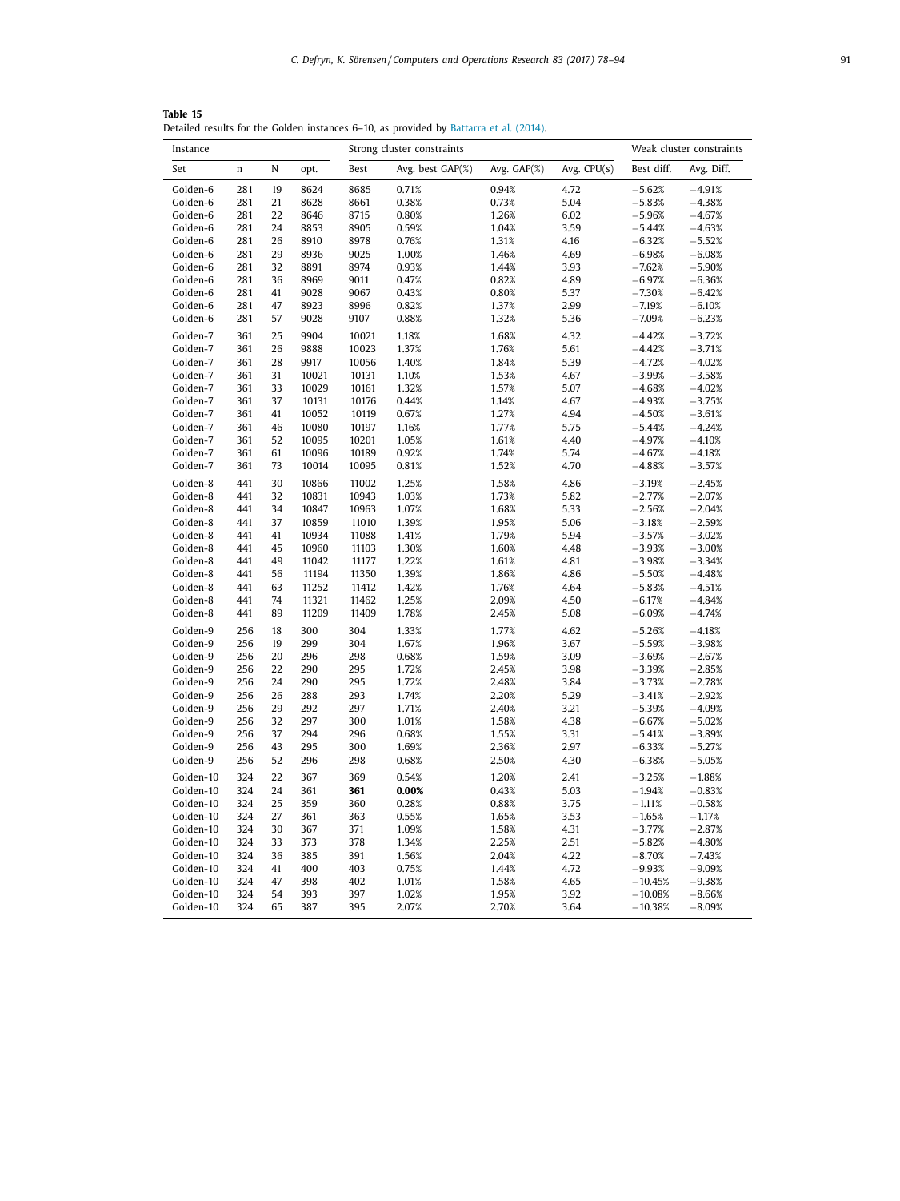**Table 15**
Detailed results for the Golden instances 6–10, as provided by Battarra et al. (2014).

| Instance | | | | Strong cluster constraints | | | | Weak cluster constraints | |
|---|---|---|---|---|---|---|---|---|---|
| Set | n | N | opt. | Best | Avg. best GAP(%) | Avg. GAP(%) | Avg. CPU(s) | Best diff. | Avg. Diff. |
| Golden-6 | 281 | 19 | 8624 | 8685 | 0.71% | 0.94% | 4.72 | −5.62% | −4.91% |
| Golden-6 | 281 | 21 | 8628 | 8661 | 0.38% | 0.73% | 5.04 | −5.83% | −4.38% |
| Golden-6 | 281 | 22 | 8646 | 8715 | 0.80% | 1.26% | 6.02 | −5.96% | −4.67% |
| Golden-6 | 281 | 24 | 8853 | 8905 | 0.59% | 1.04% | 3.59 | −5.44% | −4.63% |
| Golden-6 | 281 | 26 | 8910 | 8978 | 0.76% | 1.31% | 4.16 | −6.32% | −5.52% |
| Golden-6 | 281 | 29 | 8936 | 9025 | 1.00% | 1.46% | 4.69 | −6.98% | −6.08% |
| Golden-6 | 281 | 32 | 8891 | 8974 | 0.93% | 1.44% | 3.93 | −7.62% | −5.90% |
| Golden-6 | 281 | 36 | 8969 | 9011 | 0.47% | 0.82% | 4.89 | −6.97% | −6.36% |
| Golden-6 | 281 | 41 | 9028 | 9067 | 0.43% | 0.80% | 5.37 | −7.30% | −6.42% |
| Golden-6 | 281 | 47 | 8923 | 8996 | 0.82% | 1.37% | 2.99 | −7.19% | −6.10% |
| Golden-6 | 281 | 57 | 9028 | 9107 | 0.88% | 1.32% | 5.36 | −7.09% | −6.23% |
| Golden-7 | 361 | 25 | 9904 | 10021 | 1.18% | 1.68% | 4.32 | −4.42% | −3.72% |
| Golden-7 | 361 | 26 | 9888 | 10023 | 1.37% | 1.76% | 5.61 | −4.42% | −3.71% |
| Golden-7 | 361 | 28 | 9917 | 10056 | 1.40% | 1.84% | 5.39 | −4.72% | −4.02% |
| Golden-7 | 361 | 31 | 10021 | 10131 | 1.10% | 1.53% | 4.67 | −3.99% | −3.58% |
| Golden-7 | 361 | 33 | 10029 | 10161 | 1.32% | 1.57% | 5.07 | −4.68% | −4.02% |
| Golden-7 | 361 | 37 | 10131 | 10176 | 0.44% | 1.14% | 4.67 | −4.93% | −3.75% |
| Golden-7 | 361 | 41 | 10052 | 10119 | 0.67% | 1.27% | 4.94 | −4.50% | −3.61% |
| Golden-7 | 361 | 46 | 10080 | 10197 | 1.16% | 1.77% | 5.75 | −5.44% | −4.24% |
| Golden-7 | 361 | 52 | 10095 | 10201 | 1.05% | 1.61% | 4.40 | −4.97% | −4.10% |
| Golden-7 | 361 | 61 | 10096 | 10189 | 0.92% | 1.74% | 5.74 | −4.67% | −4.18% |
| Golden-7 | 361 | 73 | 10014 | 10095 | 0.81% | 1.52% | 4.70 | −4.88% | −3.57% |
| Golden-8 | 441 | 30 | 10866 | 11002 | 1.25% | 1.58% | 4.86 | −3.19% | −2.45% |
| Golden-8 | 441 | 32 | 10831 | 10943 | 1.03% | 1.73% | 5.82 | −2.77% | −2.07% |
| Golden-8 | 441 | 34 | 10847 | 10963 | 1.07% | 1.68% | 5.33 | −2.56% | −2.04% |
| Golden-8 | 441 | 37 | 10859 | 11010 | 1.39% | 1.95% | 5.06 | −3.18% | −2.59% |
| Golden-8 | 441 | 41 | 10934 | 11088 | 1.41% | 1.79% | 5.94 | −3.57% | −3.02% |
| Golden-8 | 441 | 45 | 10960 | 11103 | 1.30% | 1.60% | 4.48 | −3.93% | −3.00% |
| Golden-8 | 441 | 49 | 11042 | 11177 | 1.22% | 1.61% | 4.81 | −3.98% | −3.34% |
| Golden-8 | 441 | 56 | 11194 | 11350 | 1.39% | 1.86% | 4.86 | −5.50% | −4.48% |
| Golden-8 | 441 | 63 | 11252 | 11412 | 1.42% | 1.76% | 4.64 | −5.83% | −4.51% |
| Golden-8 | 441 | 74 | 11321 | 11462 | 1.25% | 2.09% | 4.50 | −6.17% | −4.84% |
| Golden-8 | 441 | 89 | 11209 | 11409 | 1.78% | 2.45% | 5.08 | −6.09% | −4.74% |
| Golden-9 | 256 | 18 | 300 | 304 | 1.33% | 1.77% | 4.62 | −5.26% | −4.18% |
| Golden-9 | 256 | 19 | 299 | 304 | 1.67% | 1.96% | 3.67 | −5.59% | −3.98% |
| Golden-9 | 256 | 20 | 296 | 298 | 0.68% | 1.59% | 3.09 | −3.69% | −2.67% |
| Golden-9 | 256 | 22 | 290 | 295 | 1.72% | 2.45% | 3.98 | −3.39% | −2.85% |
| Golden-9 | 256 | 24 | 290 | 295 | 1.72% | 2.48% | 3.84 | −3.73% | −2.78% |
| Golden-9 | 256 | 26 | 288 | 293 | 1.74% | 2.20% | 5.29 | −3.41% | −2.92% |
| Golden-9 | 256 | 29 | 292 | 297 | 1.71% | 2.40% | 3.21 | −5.39% | −4.09% |
| Golden-9 | 256 | 32 | 297 | 300 | 1.01% | 1.58% | 4.38 | −6.67% | −5.02% |
| Golden-9 | 256 | 37 | 294 | 296 | 0.68% | 1.55% | 3.31 | −5.41% | −3.89% |
| Golden-9 | 256 | 43 | 295 | 300 | 1.69% | 2.36% | 2.97 | −6.33% | −5.27% |
| Golden-9 | 256 | 52 | 296 | 298 | 0.68% | 2.50% | 4.30 | −6.38% | −5.05% |
| Golden-10 | 324 | 22 | 367 | 369 | 0.54% | 1.20% | 2.41 | −3.25% | −1.88% |
| Golden-10 | 324 | 24 | 361 | **361** | **0.00%** | 0.43% | 5.03 | −1.94% | −0.83% |
| Golden-10 | 324 | 25 | 359 | 360 | 0.28% | 0.88% | 3.75 | −1.11% | −0.58% |
| Golden-10 | 324 | 27 | 361 | 363 | 0.55% | 1.65% | 3.53 | −1.65% | −1.17% |
| Golden-10 | 324 | 30 | 367 | 371 | 1.09% | 1.58% | 4.31 | −3.77% | −2.87% |
| Golden-10 | 324 | 33 | 373 | 378 | 1.34% | 2.25% | 2.51 | −5.82% | −4.80% |
| Golden-10 | 324 | 36 | 385 | 391 | 1.56% | 2.04% | 4.22 | −8.70% | −7.43% |
| Golden-10 | 324 | 41 | 400 | 403 | 0.75% | 1.44% | 4.72 | −9.93% | −9.09% |
| Golden-10 | 324 | 47 | 398 | 402 | 1.01% | 1.58% | 4.65 | −10.45% | −9.38% |
| Golden-10 | 324 | 54 | 393 | 397 | 1.02% | 1.95% | 3.92 | −10.08% | −8.66% |
| Golden-10 | 324 | 65 | 387 | 395 | 2.07% | 2.70% | 3.64 | −10.38% | −8.09% |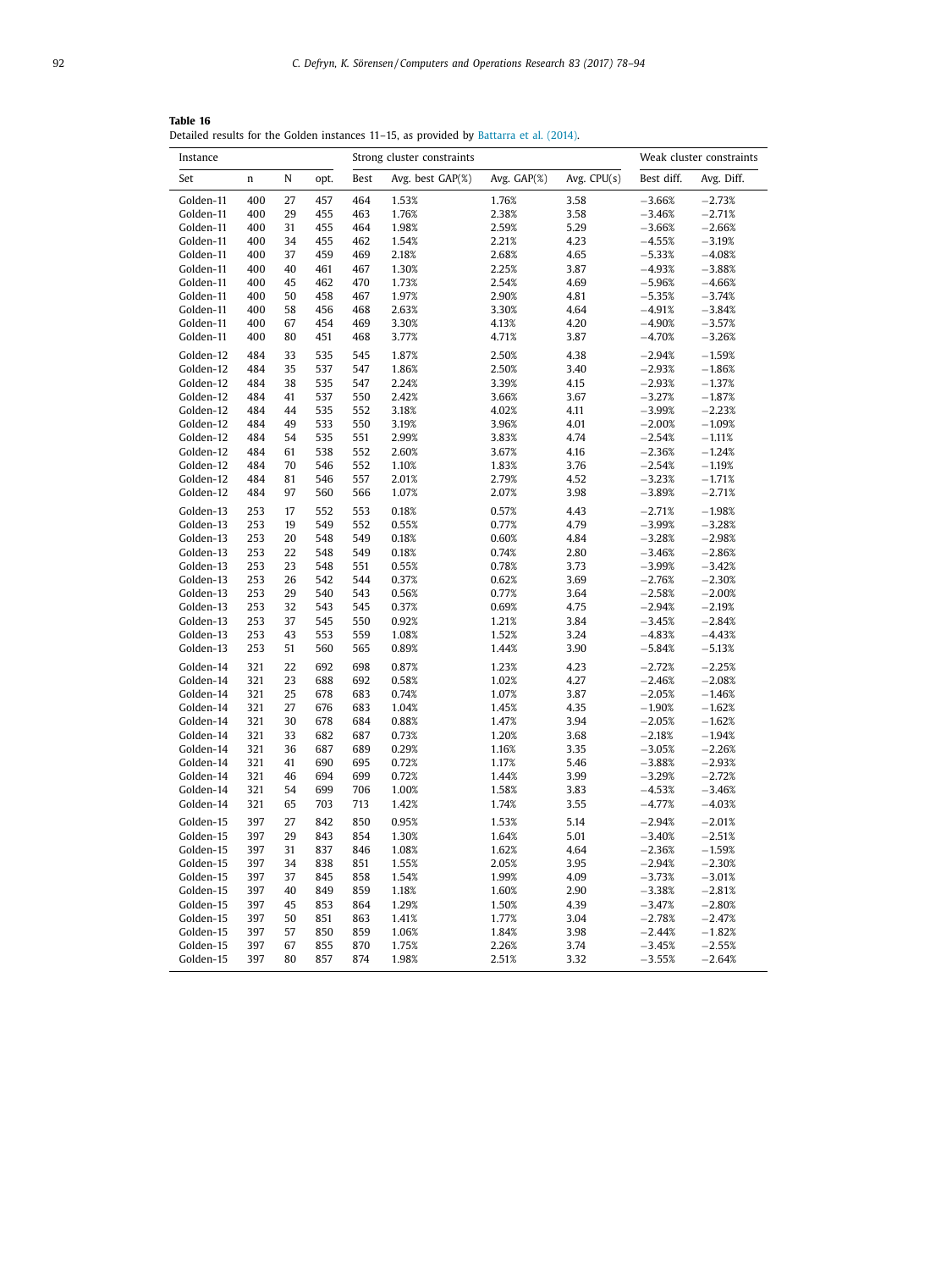**Table 16**
Detailed results for the Golden instances 11–15, as provided by Battarra et al. (2014).

| Instance | | | | Strong cluster constraints | | | | Weak cluster constraints | |
|---|---|---|---|---|---|---|---|---|---|
| Set | n | N | opt. | Best | Avg. best GAP(%) | Avg. GAP(%) | Avg. CPU(s) | Best diff. | Avg. Diff. |
| Golden-11 | 400 | 27 | 457 | 464 | 1.53% | 1.76% | 3.58 | −3.66% | −2.73% |
| Golden-11 | 400 | 29 | 455 | 463 | 1.76% | 2.38% | 3.58 | −3.46% | −2.71% |
| Golden-11 | 400 | 31 | 455 | 464 | 1.98% | 2.59% | 5.29 | −3.66% | −2.66% |
| Golden-11 | 400 | 34 | 455 | 462 | 1.54% | 2.21% | 4.23 | −4.55% | −3.19% |
| Golden-11 | 400 | 37 | 459 | 469 | 2.18% | 2.68% | 4.65 | −5.33% | −4.08% |
| Golden-11 | 400 | 40 | 461 | 467 | 1.30% | 2.25% | 3.87 | −4.93% | −3.88% |
| Golden-11 | 400 | 45 | 462 | 470 | 1.73% | 2.54% | 4.69 | −5.96% | −4.66% |
| Golden-11 | 400 | 50 | 458 | 467 | 1.97% | 2.90% | 4.81 | −5.35% | −3.74% |
| Golden-11 | 400 | 58 | 456 | 468 | 2.63% | 3.30% | 4.64 | −4.91% | −3.84% |
| Golden-11 | 400 | 67 | 454 | 469 | 3.30% | 4.13% | 4.20 | −4.90% | −3.57% |
| Golden-11 | 400 | 80 | 451 | 468 | 3.77% | 4.71% | 3.87 | −4.70% | −3.26% |
| Golden-12 | 484 | 33 | 535 | 545 | 1.87% | 2.50% | 4.38 | −2.94% | −1.59% |
| Golden-12 | 484 | 35 | 537 | 547 | 1.86% | 2.50% | 3.40 | −2.93% | −1.86% |
| Golden-12 | 484 | 38 | 535 | 547 | 2.24% | 3.39% | 4.15 | −2.93% | −1.37% |
| Golden-12 | 484 | 41 | 537 | 550 | 2.42% | 3.66% | 3.67 | −3.27% | −1.87% |
| Golden-12 | 484 | 44 | 535 | 552 | 3.18% | 4.02% | 4.11 | −3.99% | −2.23% |
| Golden-12 | 484 | 49 | 533 | 550 | 3.19% | 3.96% | 4.01 | −2.00% | −1.09% |
| Golden-12 | 484 | 54 | 535 | 551 | 2.99% | 3.83% | 4.74 | −2.54% | −1.11% |
| Golden-12 | 484 | 61 | 538 | 552 | 2.60% | 3.67% | 4.16 | −2.36% | −1.24% |
| Golden-12 | 484 | 70 | 546 | 552 | 1.10% | 1.83% | 3.76 | −2.54% | −1.19% |
| Golden-12 | 484 | 81 | 546 | 557 | 2.01% | 2.79% | 4.52 | −3.23% | −1.71% |
| Golden-12 | 484 | 97 | 560 | 566 | 1.07% | 2.07% | 3.98 | −3.89% | −2.71% |
| Golden-13 | 253 | 17 | 552 | 553 | 0.18% | 0.57% | 4.43 | −2.71% | −1.98% |
| Golden-13 | 253 | 19 | 549 | 552 | 0.55% | 0.77% | 4.79 | −3.99% | −3.28% |
| Golden-13 | 253 | 20 | 548 | 549 | 0.18% | 0.60% | 4.84 | −3.28% | −2.98% |
| Golden-13 | 253 | 22 | 548 | 549 | 0.18% | 0.74% | 2.80 | −3.46% | −2.86% |
| Golden-13 | 253 | 23 | 548 | 551 | 0.55% | 0.78% | 3.73 | −3.99% | −3.42% |
| Golden-13 | 253 | 26 | 542 | 544 | 0.37% | 0.62% | 3.69 | −2.76% | −2.30% |
| Golden-13 | 253 | 29 | 540 | 543 | 0.56% | 0.77% | 3.64 | −2.58% | −2.00% |
| Golden-13 | 253 | 32 | 543 | 545 | 0.37% | 0.69% | 4.75 | −2.94% | −2.19% |
| Golden-13 | 253 | 37 | 545 | 550 | 0.92% | 1.21% | 3.84 | −3.45% | −2.84% |
| Golden-13 | 253 | 43 | 553 | 559 | 1.08% | 1.52% | 3.24 | −4.83% | −4.43% |
| Golden-13 | 253 | 51 | 560 | 565 | 0.89% | 1.44% | 3.90 | −5.84% | −5.13% |
| Golden-14 | 321 | 22 | 692 | 698 | 0.87% | 1.23% | 4.23 | −2.72% | −2.25% |
| Golden-14 | 321 | 23 | 688 | 692 | 0.58% | 1.02% | 4.27 | −2.46% | −2.08% |
| Golden-14 | 321 | 25 | 678 | 683 | 0.74% | 1.07% | 3.87 | −2.05% | −1.46% |
| Golden-14 | 321 | 27 | 676 | 683 | 1.04% | 1.45% | 4.35 | −1.90% | −1.62% |
| Golden-14 | 321 | 30 | 678 | 684 | 0.88% | 1.47% | 3.94 | −2.05% | −1.62% |
| Golden-14 | 321 | 33 | 682 | 687 | 0.73% | 1.20% | 3.68 | −2.18% | −1.94% |
| Golden-14 | 321 | 36 | 687 | 689 | 0.29% | 1.16% | 3.35 | −3.05% | −2.26% |
| Golden-14 | 321 | 41 | 690 | 695 | 0.72% | 1.17% | 5.46 | −3.88% | −2.93% |
| Golden-14 | 321 | 46 | 694 | 699 | 0.72% | 1.44% | 3.99 | −3.29% | −2.72% |
| Golden-14 | 321 | 54 | 699 | 706 | 1.00% | 1.58% | 3.83 | −4.53% | −3.46% |
| Golden-14 | 321 | 65 | 703 | 713 | 1.42% | 1.74% | 3.55 | −4.77% | −4.03% |
| Golden-15 | 397 | 27 | 842 | 850 | 0.95% | 1.53% | 5.14 | −2.94% | −2.01% |
| Golden-15 | 397 | 29 | 843 | 854 | 1.30% | 1.64% | 5.01 | −3.40% | −2.51% |
| Golden-15 | 397 | 31 | 837 | 846 | 1.08% | 1.62% | 4.64 | −2.36% | −1.59% |
| Golden-15 | 397 | 34 | 838 | 851 | 1.55% | 2.05% | 3.95 | −2.94% | −2.30% |
| Golden-15 | 397 | 37 | 845 | 858 | 1.54% | 1.99% | 4.09 | −3.73% | −3.01% |
| Golden-15 | 397 | 40 | 849 | 859 | 1.18% | 1.60% | 2.90 | −3.38% | −2.81% |
| Golden-15 | 397 | 45 | 853 | 864 | 1.29% | 1.50% | 4.39 | −3.47% | −2.80% |
| Golden-15 | 397 | 50 | 851 | 863 | 1.41% | 1.77% | 3.04 | −2.78% | −2.47% |
| Golden-15 | 397 | 57 | 850 | 859 | 1.06% | 1.84% | 3.98 | −2.44% | −1.82% |
| Golden-15 | 397 | 67 | 855 | 870 | 1.75% | 2.26% | 3.74 | −3.45% | −2.55% |
| Golden-15 | 397 | 80 | 857 | 874 | 1.98% | 2.51% | 3.32 | −3.55% | −2.64% |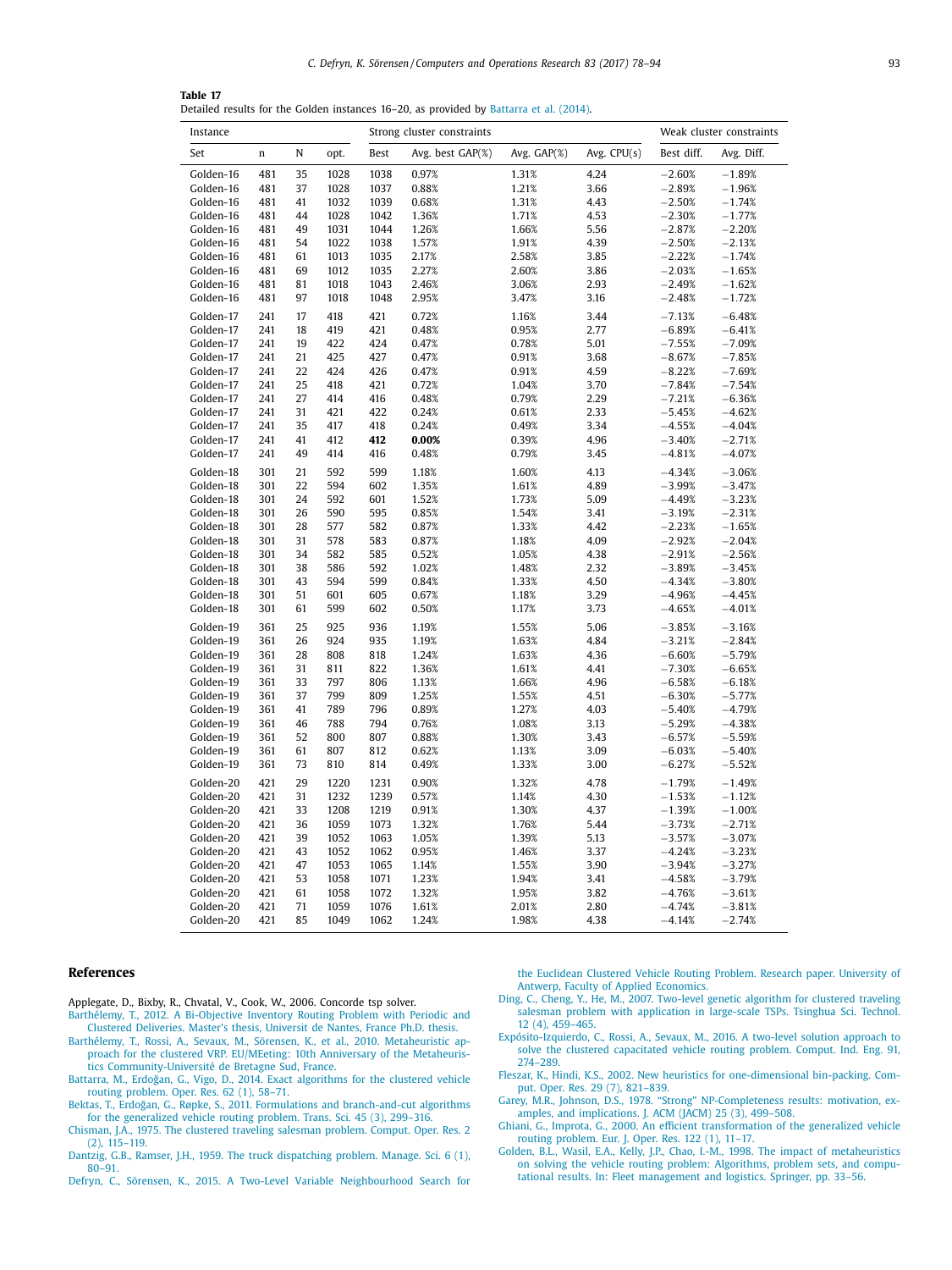**Table 17**
Detailed results for the Golden instances 16–20, as provided by Battarra et al. (2014).

| Instance | | | | Strong cluster constraints | | | | Weak cluster constraints | |
|---|---|---|---|---|---|---|---|---|---|
| Set | n | N | opt. | Best | Avg. best GAP(%) | Avg. GAP(%) | Avg. CPU(s) | Best diff. | Avg. Diff. |
| Golden-16 | 481 | 35 | 1028 | 1038 | 0.97% | 1.31% | 4.24 | −2.60% | −1.89% |
| Golden-16 | 481 | 37 | 1028 | 1037 | 0.88% | 1.21% | 3.66 | −2.89% | −1.96% |
| Golden-16 | 481 | 41 | 1032 | 1039 | 0.68% | 1.31% | 4.43 | −2.50% | −1.74% |
| Golden-16 | 481 | 44 | 1028 | 1042 | 1.36% | 1.71% | 4.53 | −2.30% | −1.77% |
| Golden-16 | 481 | 49 | 1031 | 1044 | 1.26% | 1.66% | 5.56 | −2.87% | −2.20% |
| Golden-16 | 481 | 54 | 1022 | 1038 | 1.57% | 1.91% | 4.39 | −2.50% | −2.13% |
| Golden-16 | 481 | 61 | 1013 | 1035 | 2.17% | 2.58% | 3.85 | −2.22% | −1.74% |
| Golden-16 | 481 | 69 | 1012 | 1035 | 2.27% | 2.60% | 3.86 | −2.03% | −1.65% |
| Golden-16 | 481 | 81 | 1018 | 1043 | 2.46% | 3.06% | 2.93 | −2.49% | −1.62% |
| Golden-16 | 481 | 97 | 1018 | 1048 | 2.95% | 3.47% | 3.16 | −2.48% | −1.72% |
| Golden-17 | 241 | 17 | 418 | 421 | 0.72% | 1.16% | 3.44 | −7.13% | −6.48% |
| Golden-17 | 241 | 18 | 419 | 421 | 0.48% | 0.95% | 2.77 | −6.89% | −6.41% |
| Golden-17 | 241 | 19 | 422 | 424 | 0.47% | 0.78% | 5.01 | −7.55% | −7.09% |
| Golden-17 | 241 | 21 | 425 | 427 | 0.47% | 0.91% | 3.68 | −8.67% | −7.85% |
| Golden-17 | 241 | 22 | 424 | 426 | 0.47% | 0.91% | 4.59 | −8.22% | −7.69% |
| Golden-17 | 241 | 25 | 418 | 421 | 0.72% | 1.04% | 3.70 | −7.84% | −7.54% |
| Golden-17 | 241 | 27 | 414 | 416 | 0.48% | 0.79% | 2.29 | −7.21% | −6.36% |
| Golden-17 | 241 | 31 | 421 | 422 | 0.24% | 0.61% | 2.33 | −5.45% | −4.62% |
| Golden-17 | 241 | 35 | 417 | 418 | 0.24% | 0.49% | 3.34 | −4.55% | −4.04% |
| Golden-17 | 241 | 41 | 412 | **412** | **0.00%** | 0.39% | 4.96 | −3.40% | −2.71% |
| Golden-17 | 241 | 49 | 414 | 416 | 0.48% | 0.79% | 3.45 | −4.81% | −4.07% |
| Golden-18 | 301 | 21 | 592 | 599 | 1.18% | 1.60% | 4.13 | −4.34% | −3.06% |
| Golden-18 | 301 | 22 | 594 | 602 | 1.35% | 1.61% | 4.89 | −3.99% | −3.47% |
| Golden-18 | 301 | 24 | 592 | 601 | 1.52% | 1.73% | 5.09 | −4.49% | −3.23% |
| Golden-18 | 301 | 26 | 590 | 595 | 0.85% | 1.54% | 3.41 | −3.19% | −2.31% |
| Golden-18 | 301 | 28 | 577 | 582 | 0.87% | 1.33% | 4.42 | −2.23% | −1.65% |
| Golden-18 | 301 | 31 | 578 | 583 | 0.87% | 1.18% | 4.09 | −2.92% | −2.04% |
| Golden-18 | 301 | 34 | 582 | 585 | 0.52% | 1.05% | 4.38 | −2.91% | −2.56% |
| Golden-18 | 301 | 38 | 586 | 592 | 1.02% | 1.48% | 2.32 | −3.89% | −3.45% |
| Golden-18 | 301 | 43 | 594 | 599 | 0.84% | 1.33% | 4.50 | −4.34% | −3.80% |
| Golden-18 | 301 | 51 | 601 | 605 | 0.67% | 1.18% | 3.29 | −4.96% | −4.45% |
| Golden-18 | 301 | 61 | 599 | 602 | 0.50% | 1.17% | 3.73 | −4.65% | −4.01% |
| Golden-19 | 361 | 25 | 925 | 936 | 1.19% | 1.55% | 5.06 | −3.85% | −3.16% |
| Golden-19 | 361 | 26 | 924 | 935 | 1.19% | 1.63% | 4.84 | −3.21% | −2.84% |
| Golden-19 | 361 | 28 | 808 | 818 | 1.24% | 1.63% | 4.36 | −6.60% | −5.79% |
| Golden-19 | 361 | 31 | 811 | 822 | 1.36% | 1.61% | 4.41 | −7.30% | −6.65% |
| Golden-19 | 361 | 33 | 797 | 806 | 1.13% | 1.66% | 4.96 | −6.58% | −6.18% |
| Golden-19 | 361 | 37 | 799 | 809 | 1.25% | 1.55% | 4.51 | −6.30% | −5.77% |
| Golden-19 | 361 | 41 | 789 | 796 | 0.89% | 1.27% | 4.03 | −5.40% | −4.79% |
| Golden-19 | 361 | 46 | 788 | 794 | 0.76% | 1.08% | 3.13 | −5.29% | −4.38% |
| Golden-19 | 361 | 52 | 800 | 807 | 0.88% | 1.30% | 3.43 | −6.57% | −5.59% |
| Golden-19 | 361 | 61 | 807 | 812 | 0.62% | 1.13% | 3.09 | −6.03% | −5.40% |
| Golden-19 | 361 | 73 | 810 | 814 | 0.49% | 1.33% | 3.00 | −6.27% | −5.52% |
| Golden-20 | 421 | 29 | 1220 | 1231 | 0.90% | 1.32% | 4.78 | −1.79% | −1.49% |
| Golden-20 | 421 | 31 | 1232 | 1239 | 0.57% | 1.14% | 4.30 | −1.53% | −1.12% |
| Golden-20 | 421 | 33 | 1208 | 1219 | 0.91% | 1.30% | 4.37 | −1.39% | −1.00% |
| Golden-20 | 421 | 36 | 1059 | 1073 | 1.32% | 1.76% | 5.44 | −3.73% | −2.71% |
| Golden-20 | 421 | 39 | 1052 | 1063 | 1.05% | 1.39% | 5.13 | −3.57% | −3.07% |
| Golden-20 | 421 | 43 | 1052 | 1062 | 0.95% | 1.46% | 3.37 | −4.24% | −3.23% |
| Golden-20 | 421 | 47 | 1053 | 1065 | 1.14% | 1.55% | 3.90 | −3.94% | −3.27% |
| Golden-20 | 421 | 53 | 1058 | 1071 | 1.23% | 1.94% | 3.41 | −4.58% | −3.79% |
| Golden-20 | 421 | 61 | 1058 | 1072 | 1.32% | 1.95% | 3.82 | −4.76% | −3.61% |
| Golden-20 | 421 | 71 | 1059 | 1076 | 1.61% | 2.01% | 2.80 | −4.74% | −3.81% |
| Golden-20 | 421 | 85 | 1049 | 1062 | 1.24% | 1.98% | 4.38 | −4.14% | −2.74% |

## References

Applegate, D., Bixby, R., Chvatal, V., Cook, W., 2006. Concorde tsp solver.

Barthélemy, T., 2012. A Bi-Objective Inventory Routing Problem with Periodic and Clustered Deliveries. Master's thesis, Universit de Nantes, France Ph.D. thesis.

Barthélemy, T., Rossi, A., Sevaux, M., Sörensen, K., et al., 2010. Metaheuristic approach for the clustered VRP. EU/MEeting: 10th Anniversary of the Metaheuristics Community-Université de Bretagne Sud, France.

Battarra, M., Erdoğan, G., Vigo, D., 2014. Exact algorithms for the clustered vehicle routing problem. Oper. Res. 62 (1), 58–71.

Bektas, T., Erdoğan, G., Røpke, S., 2011. Formulations and branch-and-cut algorithms for the generalized vehicle routing problem. Trans. Sci. 45 (3), 299–316.

Chisman, J.A., 1975. The clustered traveling salesman problem. Comput. Oper. Res. 2 (2), 115–119.

Dantzig, G.B., Ramser, J.H., 1959. The truck dispatching problem. Manage. Sci. 6 (1), 80–91.

Defryn, C., Sörensen, K., 2015. A Two-Level Variable Neighbourhood Search for the Euclidean Clustered Vehicle Routing Problem. Research paper. University of Antwerp, Faculty of Applied Economics.

Ding, C., Cheng, Y., He, M., 2007. Two-level genetic algorithm for clustered traveling salesman problem with application in large-scale TSPs. Tsinghua Sci. Technol. 12 (4), 459–465.

Expósito-Izquierdo, C., Rossi, A., Sevaux, M., 2016. A two-level solution approach to solve the clustered capacitated vehicle routing problem. Comput. Ind. Eng. 91, 274–289.

Fleszar, K., Hindi, K.S., 2002. New heuristics for one-dimensional bin-packing. Comput. Oper. Res. 29 (7), 821–839.

Garey, M.R., Johnson, D.S., 1978. "Strong" NP-Completeness results: motivation, examples, and implications. J. ACM (JACM) 25 (3), 499–508.

Ghiani, G., Improta, G., 2000. An efficient transformation of the generalized vehicle routing problem. Eur. J. Oper. Res. 122 (1), 11–17.

Golden, B.L., Wasil, E.A., Kelly, J.P., Chao, I.-M., 1998. The impact of metaheuristics on solving the vehicle routing problem: Algorithms, problem sets, and computational results. In: Fleet management and logistics. Springer, pp. 33–56.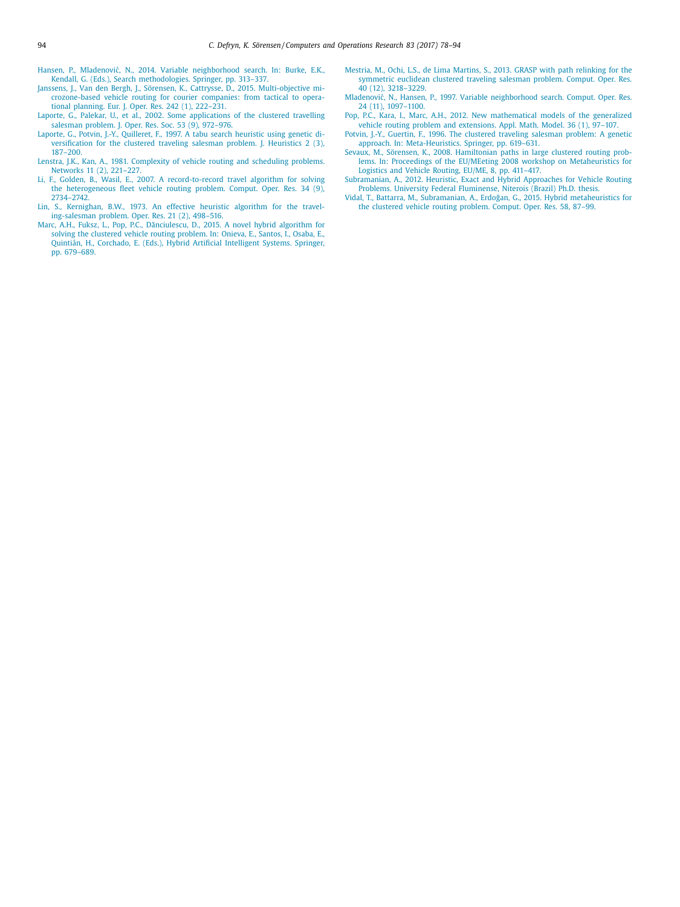Hansen, P., Mladenović, N., 2014. Variable neighborhood search. In: Burke, E.K., Kendall, G. (Eds.), Search methodologies. Springer, pp. 313–337.

Janssens, J., Van den Bergh, J., Sörensen, K., Cattrysse, D., 2015. Multi-objective microzone-based vehicle routing for courier companies: from tactical to operational planning. Eur. J. Oper. Res. 242 (1), 222–231.

Laporte, G., Palekar, U., et al., 2002. Some applications of the clustered travelling salesman problem. J. Oper. Res. Soc. 53 (9), 972–976.

Laporte, G., Potvin, J.-Y., Quilleret, F., 1997. A tabu search heuristic using genetic diversification for the clustered traveling salesman problem. J. Heuristics 2 (3), 187–200.

Lenstra, J.K., Kan, A., 1981. Complexity of vehicle routing and scheduling problems. Networks 11 (2), 221–227.

Li, F., Golden, B., Wasil, E., 2007. A record-to-record travel algorithm for solving the heterogeneous fleet vehicle routing problem. Comput. Oper. Res. 34 (9), 2734–2742.

Lin, S., Kernighan, B.W., 1973. An effective heuristic algorithm for the traveling-salesman problem. Oper. Res. 21 (2), 498–516.

Marc, A.H., Fuksz, L., Pop, P.C., Dănciulescu, D., 2015. A novel hybrid algorithm for solving the clustered vehicle routing problem. In: Onieva, E., Santos, I., Osaba, E., Quintián, H., Corchado, E. (Eds.), Hybrid Artificial Intelligent Systems. Springer, pp. 679–689.

Mestria, M., Ochi, L.S., de Lima Martins, S., 2013. GRASP with path relinking for the symmetric euclidean clustered traveling salesman problem. Comput. Oper. Res. 40 (12), 3218–3229.

Mladenović, N., Hansen, P., 1997. Variable neighborhood search. Comput. Oper. Res. 24 (11), 1097–1100.

Pop, P.C., Kara, I., Marc, A.H., 2012. New mathematical models of the generalized vehicle routing problem and extensions. Appl. Math. Model. 36 (1), 97–107.

Potvin, J.-Y., Guertin, F., 1996. The clustered traveling salesman problem: A genetic approach. In: Meta-Heuristics. Springer, pp. 619–631.

Sevaux, M., Sörensen, K., 2008. Hamiltonian paths in large clustered routing problems. In: Proceedings of the EU/MEeting 2008 workshop on Metaheuristics for Logistics and Vehicle Routing, EU/ME, 8, pp. 411–417.

Subramanian, A., 2012. Heuristic, Exact and Hybrid Approaches for Vehicle Routing Problems. University Federal Fluminense, Niterois (Brazil) Ph.D. thesis.

Vidal, T., Battarra, M., Subramanian, A., Erdoğan, G., 2015. Hybrid metaheuristics for the clustered vehicle routing problem. Comput. Oper. Res. 58, 87–99.